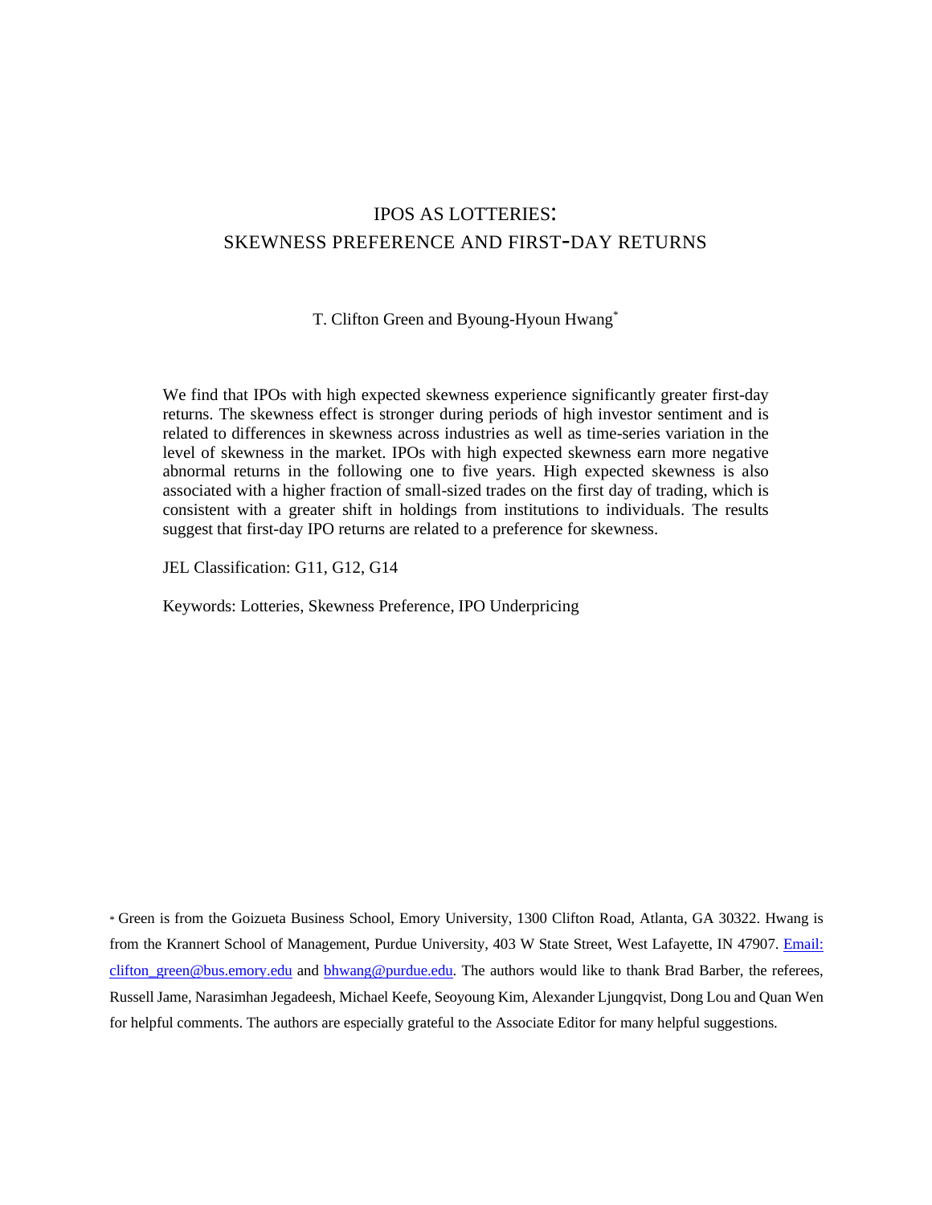# IPOS AS LOTTERIES:
# SKEWNESS PREFERENCE AND FIRST-DAY RETURNS

T. Clifton Green and Byoung-Hyoun Hwang[*]

We find that IPOs with high expected skewness experience significantly greater first-day returns. The skewness effect is stronger during periods of high investor sentiment and is related to differences in skewness across industries as well as time-series variation in the level of skewness in the market. IPOs with high expected skewness earn more negative abnormal returns in the following one to five years. High expected skewness is also associated with a higher fraction of small-sized trades on the first day of trading, which is consistent with a greater shift in holdings from institutions to individuals. The results suggest that first-day IPO returns are related to a preference for skewness.

JEL Classification: G11, G12, G14

Keywords: Lotteries, Skewness Preference, IPO Underpricing

[*] Green is from the Goizueta Business School, Emory University, 1300 Clifton Road, Atlanta, GA 30322. Hwang is from the Krannert School of Management, Purdue University, 403 W State Street, West Lafayette, IN 47907. Email: clifton_green@bus.emory.edu and bhwang@purdue.edu. The authors would like to thank Brad Barber, the referees, Russell Jame, Narasimhan Jegadeesh, Michael Keefe, Seoyoung Kim, Alexander Ljungqvist, Dong Lou and Quan Wen for helpful comments. The authors are especially grateful to the Associate Editor for many helpful suggestions.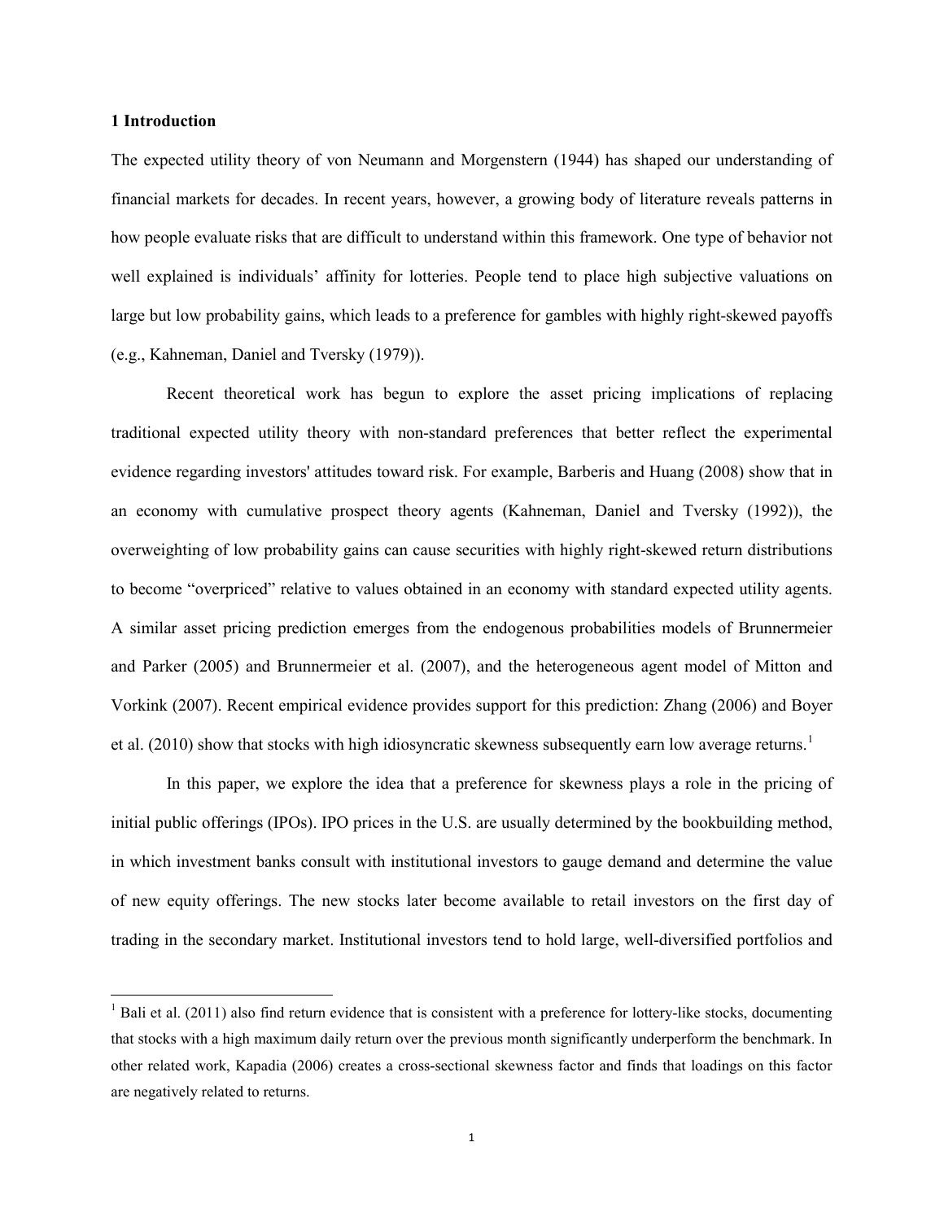## 1 Introduction

The expected utility theory of von Neumann and Morgenstern (1944) has shaped our understanding of financial markets for decades. In recent years, however, a growing body of literature reveals patterns in how people evaluate risks that are difficult to understand within this framework. One type of behavior not well explained is individuals' affinity for lotteries. People tend to place high subjective valuations on large but low probability gains, which leads to a preference for gambles with highly right-skewed payoffs (e.g., Kahneman, Daniel and Tversky (1979)).

Recent theoretical work has begun to explore the asset pricing implications of replacing traditional expected utility theory with non-standard preferences that better reflect the experimental evidence regarding investors' attitudes toward risk. For example, Barberis and Huang (2008) show that in an economy with cumulative prospect theory agents (Kahneman, Daniel and Tversky (1992)), the overweighting of low probability gains can cause securities with highly right-skewed return distributions to become "overpriced" relative to values obtained in an economy with standard expected utility agents. A similar asset pricing prediction emerges from the endogenous probabilities models of Brunnermeier and Parker (2005) and Brunnermeier et al. (2007), and the heterogeneous agent model of Mitton and Vorkink (2007). Recent empirical evidence provides support for this prediction: Zhang (2006) and Boyer et al. (2010) show that stocks with high idiosyncratic skewness subsequently earn low average returns.[1]

In this paper, we explore the idea that a preference for skewness plays a role in the pricing of initial public offerings (IPOs). IPO prices in the U.S. are usually determined by the bookbuilding method, in which investment banks consult with institutional investors to gauge demand and determine the value of new equity offerings. The new stocks later become available to retail investors on the first day of trading in the secondary market. Institutional investors tend to hold large, well-diversified portfolios and

[1] Bali et al. (2011) also find return evidence that is consistent with a preference for lottery-like stocks, documenting that stocks with a high maximum daily return over the previous month significantly underperform the benchmark. In other related work, Kapadia (2006) creates a cross-sectional skewness factor and finds that loadings on this factor are negatively related to returns.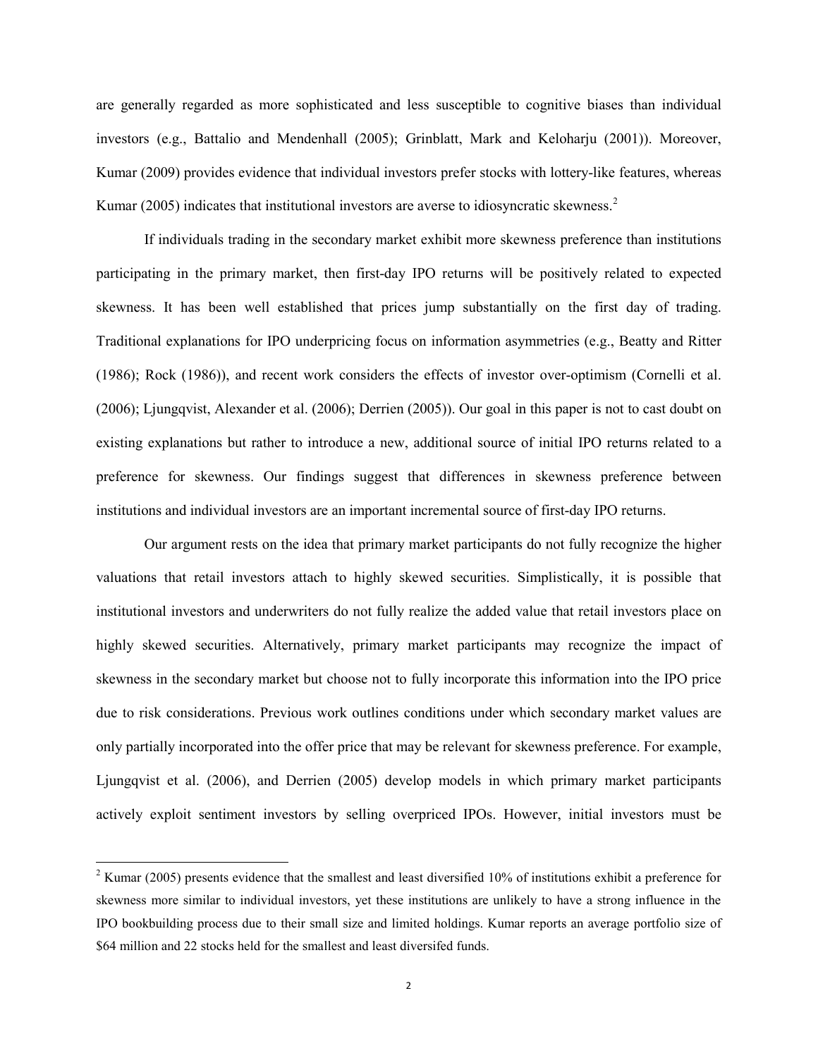are generally regarded as more sophisticated and less susceptible to cognitive biases than individual investors (e.g., Battalio and Mendenhall (2005); Grinblatt, Mark and Keloharju (2001)). Moreover, Kumar (2009) provides evidence that individual investors prefer stocks with lottery-like features, whereas Kumar (2005) indicates that institutional investors are averse to idiosyncratic skewness.[2]

If individuals trading in the secondary market exhibit more skewness preference than institutions participating in the primary market, then first-day IPO returns will be positively related to expected skewness. It has been well established that prices jump substantially on the first day of trading. Traditional explanations for IPO underpricing focus on information asymmetries (e.g., Beatty and Ritter (1986); Rock (1986)), and recent work considers the effects of investor over-optimism (Cornelli et al. (2006); Ljungqvist, Alexander et al. (2006); Derrien (2005)). Our goal in this paper is not to cast doubt on existing explanations but rather to introduce a new, additional source of initial IPO returns related to a preference for skewness. Our findings suggest that differences in skewness preference between institutions and individual investors are an important incremental source of first-day IPO returns.

Our argument rests on the idea that primary market participants do not fully recognize the higher valuations that retail investors attach to highly skewed securities. Simplistically, it is possible that institutional investors and underwriters do not fully realize the added value that retail investors place on highly skewed securities. Alternatively, primary market participants may recognize the impact of skewness in the secondary market but choose not to fully incorporate this information into the IPO price due to risk considerations. Previous work outlines conditions under which secondary market values are only partially incorporated into the offer price that may be relevant for skewness preference. For example, Ljungqvist et al. (2006), and Derrien (2005) develop models in which primary market participants actively exploit sentiment investors by selling overpriced IPOs. However, initial investors must be

[2] Kumar (2005) presents evidence that the smallest and least diversified 10% of institutions exhibit a preference for skewness more similar to individual investors, yet these institutions are unlikely to have a strong influence in the IPO bookbuilding process due to their small size and limited holdings. Kumar reports an average portfolio size of \$64 million and 22 stocks held for the smallest and least diversifed funds.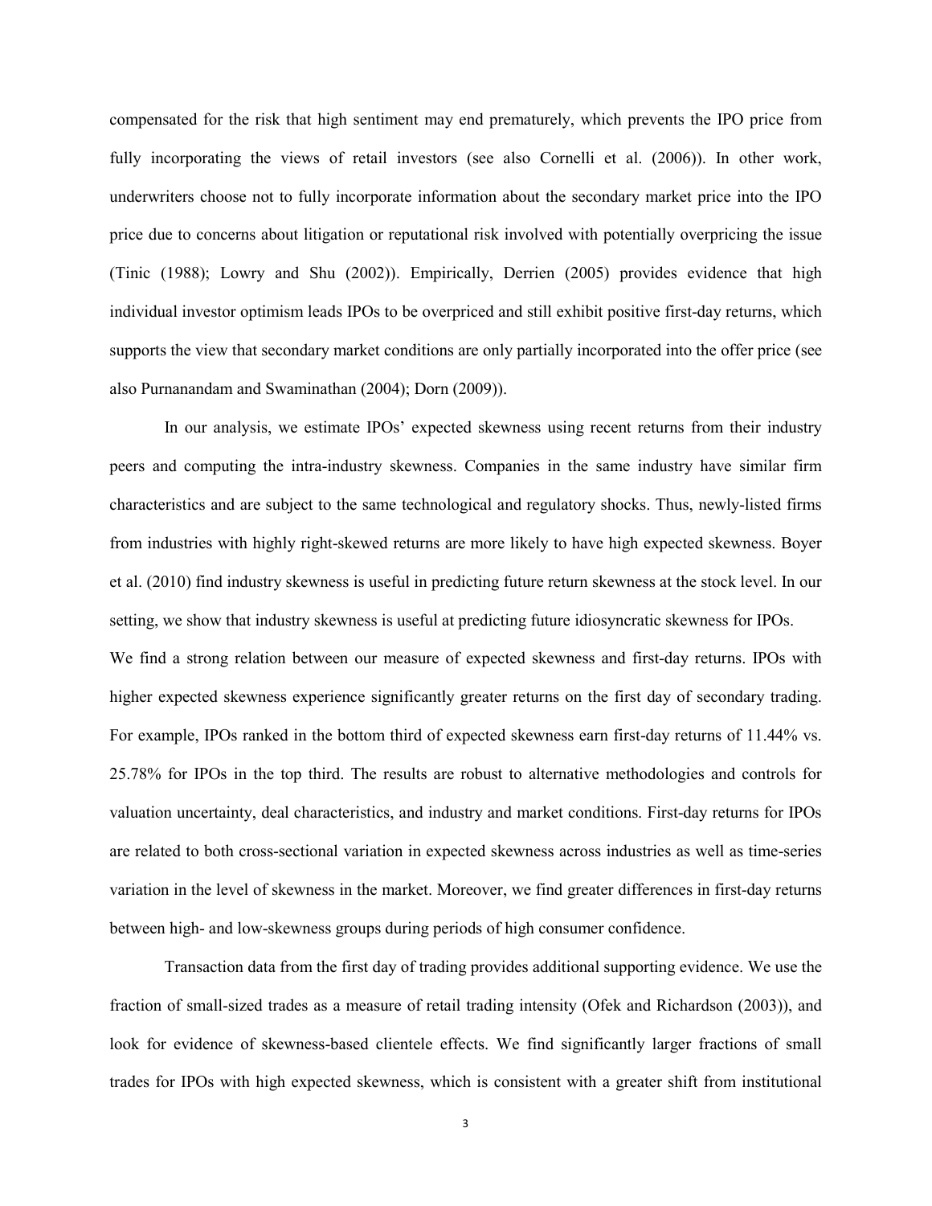compensated for the risk that high sentiment may end prematurely, which prevents the IPO price from fully incorporating the views of retail investors (see also Cornelli et al. (2006)). In other work, underwriters choose not to fully incorporate information about the secondary market price into the IPO price due to concerns about litigation or reputational risk involved with potentially overpricing the issue (Tinic (1988); Lowry and Shu (2002)). Empirically, Derrien (2005) provides evidence that high individual investor optimism leads IPOs to be overpriced and still exhibit positive first-day returns, which supports the view that secondary market conditions are only partially incorporated into the offer price (see also Purnanandam and Swaminathan (2004); Dorn (2009)).

In our analysis, we estimate IPOs' expected skewness using recent returns from their industry peers and computing the intra-industry skewness. Companies in the same industry have similar firm characteristics and are subject to the same technological and regulatory shocks. Thus, newly-listed firms from industries with highly right-skewed returns are more likely to have high expected skewness. Boyer et al. (2010) find industry skewness is useful in predicting future return skewness at the stock level. In our setting, we show that industry skewness is useful at predicting future idiosyncratic skewness for IPOs.

We find a strong relation between our measure of expected skewness and first-day returns. IPOs with higher expected skewness experience significantly greater returns on the first day of secondary trading. For example, IPOs ranked in the bottom third of expected skewness earn first-day returns of 11.44% vs. 25.78% for IPOs in the top third. The results are robust to alternative methodologies and controls for valuation uncertainty, deal characteristics, and industry and market conditions. First-day returns for IPOs are related to both cross-sectional variation in expected skewness across industries as well as time-series variation in the level of skewness in the market. Moreover, we find greater differences in first-day returns between high- and low-skewness groups during periods of high consumer confidence.

Transaction data from the first day of trading provides additional supporting evidence. We use the fraction of small-sized trades as a measure of retail trading intensity (Ofek and Richardson (2003)), and look for evidence of skewness-based clientele effects. We find significantly larger fractions of small trades for IPOs with high expected skewness, which is consistent with a greater shift from institutional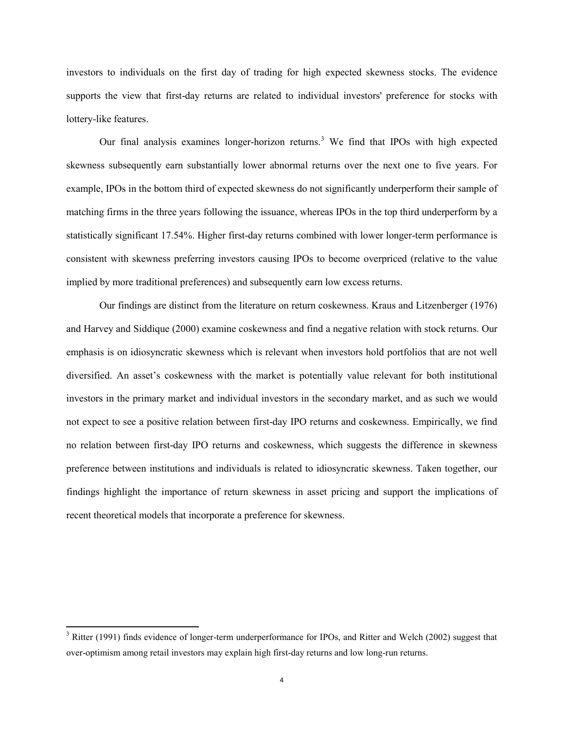investors to individuals on the first day of trading for high expected skewness stocks. The evidence supports the view that first-day returns are related to individual investors' preference for stocks with lottery-like features.

Our final analysis examines longer-horizon returns.[3] We find that IPOs with high expected skewness subsequently earn substantially lower abnormal returns over the next one to five years. For example, IPOs in the bottom third of expected skewness do not significantly underperform their sample of matching firms in the three years following the issuance, whereas IPOs in the top third underperform by a statistically significant 17.54%. Higher first-day returns combined with lower longer-term performance is consistent with skewness preferring investors causing IPOs to become overpriced (relative to the value implied by more traditional preferences) and subsequently earn low excess returns.

Our findings are distinct from the literature on return coskewness. Kraus and Litzenberger (1976) and Harvey and Siddique (2000) examine coskewness and find a negative relation with stock returns. Our emphasis is on idiosyncratic skewness which is relevant when investors hold portfolios that are not well diversified. An asset's coskewness with the market is potentially value relevant for both institutional investors in the primary market and individual investors in the secondary market, and as such we would not expect to see a positive relation between first-day IPO returns and coskewness. Empirically, we find no relation between first-day IPO returns and coskewness, which suggests the difference in skewness preference between institutions and individuals is related to idiosyncratic skewness. Taken together, our findings highlight the importance of return skewness in asset pricing and support the implications of recent theoretical models that incorporate a preference for skewness.

[3] Ritter (1991) finds evidence of longer-term underperformance for IPOs, and Ritter and Welch (2002) suggest that over-optimism among retail investors may explain high first-day returns and low long-run returns.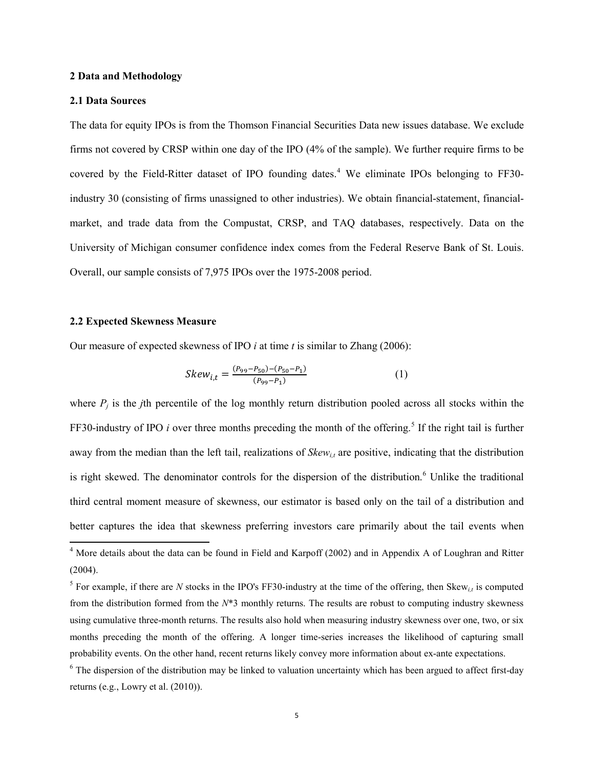## 2 Data and Methodology

### 2.1 Data Sources

The data for equity IPOs is from the Thomson Financial Securities Data new issues database. We exclude firms not covered by CRSP within one day of the IPO (4% of the sample). We further require firms to be covered by the Field-Ritter dataset of IPO founding dates.[4] We eliminate IPOs belonging to FF30-industry 30 (consisting of firms unassigned to other industries). We obtain financial-statement, financial-market, and trade data from the Compustat, CRSP, and TAQ databases, respectively. Data on the University of Michigan consumer confidence index comes from the Federal Reserve Bank of St. Louis. Overall, our sample consists of 7,975 IPOs over the 1975-2008 period.

### 2.2 Expected Skewness Measure

Our measure of expected skewness of IPO *i* at time *t* is similar to Zhang (2006):

$$Skew_{i,t} = \frac{(P_{99} - P_{50}) - (P_{50} - P_{1})}{(P_{99} - P_{1})} \tag{1}$$

where $P_j$ is the *j*th percentile of the log monthly return distribution pooled across all stocks within the FF30-industry of IPO *i* over three months preceding the month of the offering.[5] If the right tail is further away from the median than the left tail, realizations of $Skew_{i,t}$ are positive, indicating that the distribution is right skewed. The denominator controls for the dispersion of the distribution.[6] Unlike the traditional third central moment measure of skewness, our estimator is based only on the tail of a distribution and better captures the idea that skewness preferring investors care primarily about the tail events when

---

[4] More details about the data can be found in Field and Karpoff (2002) and in Appendix A of Loughran and Ritter (2004).

[5] For example, if there are *N* stocks in the IPO's FF30-industry at the time of the offering, then $Skew_{i,t}$ is computed from the distribution formed from the *N*\*3 monthly returns. The results are robust to computing industry skewness using cumulative three-month returns. The results also hold when measuring industry skewness over one, two, or six months preceding the month of the offering. A longer time-series increases the likelihood of capturing small probability events. On the other hand, recent returns likely convey more information about ex-ante expectations.

[6] The dispersion of the distribution may be linked to valuation uncertainty which has been argued to affect first-day returns (e.g., Lowry et al. (2010)).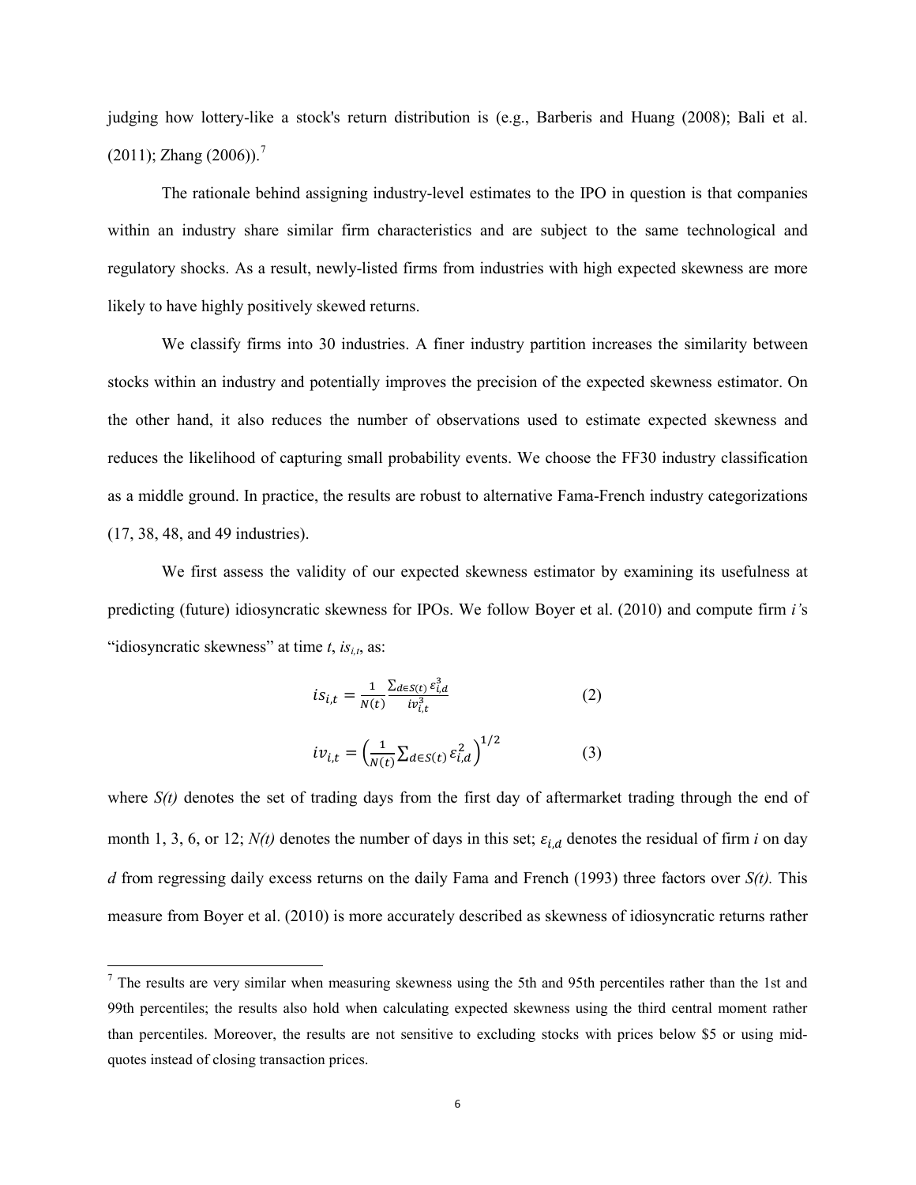judging how lottery-like a stock's return distribution is (e.g., Barberis and Huang (2008); Bali et al. (2011); Zhang (2006)).[7]

The rationale behind assigning industry-level estimates to the IPO in question is that companies within an industry share similar firm characteristics and are subject to the same technological and regulatory shocks. As a result, newly-listed firms from industries with high expected skewness are more likely to have highly positively skewed returns.

We classify firms into 30 industries. A finer industry partition increases the similarity between stocks within an industry and potentially improves the precision of the expected skewness estimator. On the other hand, it also reduces the number of observations used to estimate expected skewness and reduces the likelihood of capturing small probability events. We choose the FF30 industry classification as a middle ground. In practice, the results are robust to alternative Fama-French industry categorizations (17, 38, 48, and 49 industries).

We first assess the validity of our expected skewness estimator by examining its usefulness at predicting (future) idiosyncratic skewness for IPOs. We follow Boyer et al. (2010) and compute firm *i'*s "idiosyncratic skewness" at time *t*, $is_{i,t}$, as:

$$is_{i,t} = \frac{1}{N(t)} \frac{\sum_{d \in S(t)} \varepsilon_{i,d}^3}{iv_{i,t}^3} \quad (2)$$

$$iv_{i,t} = \left( \frac{1}{N(t)} \sum_{d \in S(t)} \varepsilon_{i,d}^2 \right)^{1/2} \quad (3)$$

where *S(t)* denotes the set of trading days from the first day of aftermarket trading through the end of month 1, 3, 6, or 12; *N(t)* denotes the number of days in this set; $\varepsilon_{i,d}$ denotes the residual of firm *i* on day *d* from regressing daily excess returns on the daily Fama and French (1993) three factors over *S(t).* This measure from Boyer et al. (2010) is more accurately described as skewness of idiosyncratic returns rather

[7] The results are very similar when measuring skewness using the 5th and 95th percentiles rather than the 1st and 99th percentiles; the results also hold when calculating expected skewness using the third central moment rather than percentiles. Moreover, the results are not sensitive to excluding stocks with prices below $5 or using mid-quotes instead of closing transaction prices.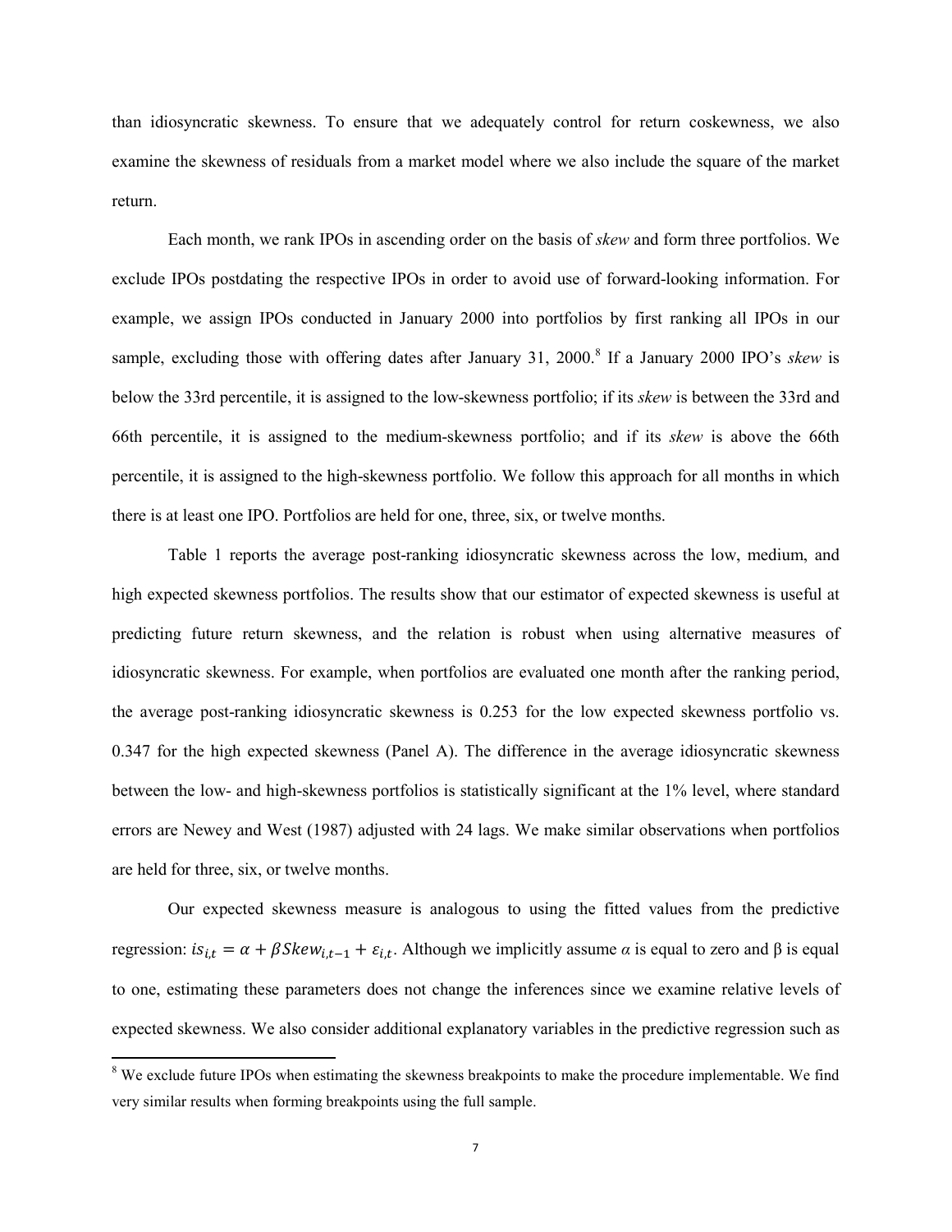than idiosyncratic skewness. To ensure that we adequately control for return coskewness, we also examine the skewness of residuals from a market model where we also include the square of the market return.

Each month, we rank IPOs in ascending order on the basis of *skew* and form three portfolios. We exclude IPOs postdating the respective IPOs in order to avoid use of forward-looking information. For example, we assign IPOs conducted in January 2000 into portfolios by first ranking all IPOs in our sample, excluding those with offering dates after January 31, 2000.[8] If a January 2000 IPO's *skew* is below the 33rd percentile, it is assigned to the low-skewness portfolio; if its *skew* is between the 33rd and 66th percentile, it is assigned to the medium-skewness portfolio; and if its *skew* is above the 66th percentile, it is assigned to the high-skewness portfolio. We follow this approach for all months in which there is at least one IPO. Portfolios are held for one, three, six, or twelve months.

Table 1 reports the average post-ranking idiosyncratic skewness across the low, medium, and high expected skewness portfolios. The results show that our estimator of expected skewness is useful at predicting future return skewness, and the relation is robust when using alternative measures of idiosyncratic skewness. For example, when portfolios are evaluated one month after the ranking period, the average post-ranking idiosyncratic skewness is 0.253 for the low expected skewness portfolio vs. 0.347 for the high expected skewness (Panel A). The difference in the average idiosyncratic skewness between the low- and high-skewness portfolios is statistically significant at the 1% level, where standard errors are Newey and West (1987) adjusted with 24 lags. We make similar observations when portfolios are held for three, six, or twelve months.

Our expected skewness measure is analogous to using the fitted values from the predictive regression: $is_{i,t} = \alpha + \beta Skew_{i,t-1} + \varepsilon_{i,t}$. Although we implicitly assume $\alpha$ is equal to zero and $\beta$ is equal to one, estimating these parameters does not change the inferences since we examine relative levels of expected skewness. We also consider additional explanatory variables in the predictive regression such as

[8] We exclude future IPOs when estimating the skewness breakpoints to make the procedure implementable. We find very similar results when forming breakpoints using the full sample.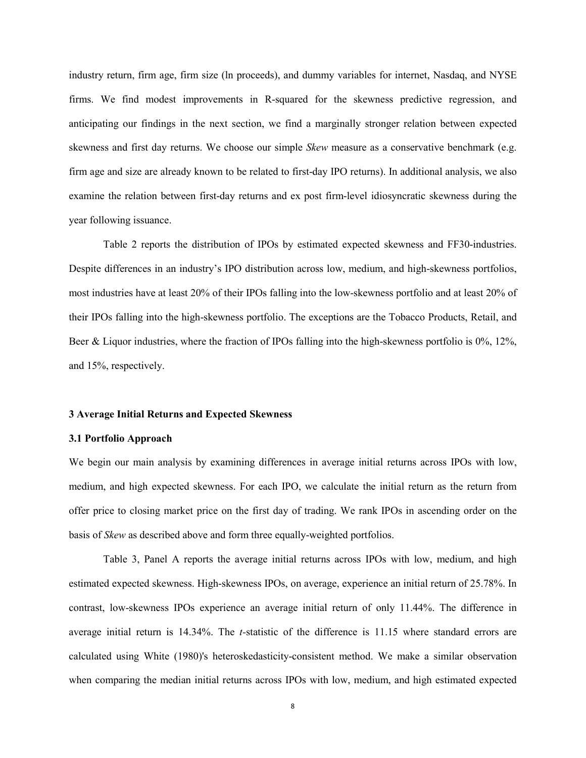industry return, firm age, firm size (ln proceeds), and dummy variables for internet, Nasdaq, and NYSE firms. We find modest improvements in R-squared for the skewness predictive regression, and anticipating our findings in the next section, we find a marginally stronger relation between expected skewness and first day returns. We choose our simple *Skew* measure as a conservative benchmark (e.g. firm age and size are already known to be related to first-day IPO returns). In additional analysis, we also examine the relation between first-day returns and ex post firm-level idiosyncratic skewness during the year following issuance.

Table 2 reports the distribution of IPOs by estimated expected skewness and FF30-industries. Despite differences in an industry's IPO distribution across low, medium, and high-skewness portfolios, most industries have at least 20% of their IPOs falling into the low-skewness portfolio and at least 20% of their IPOs falling into the high-skewness portfolio. The exceptions are the Tobacco Products, Retail, and Beer & Liquor industries, where the fraction of IPOs falling into the high-skewness portfolio is 0%, 12%, and 15%, respectively.

## 3 Average Initial Returns and Expected Skewness

### 3.1 Portfolio Approach

We begin our main analysis by examining differences in average initial returns across IPOs with low, medium, and high expected skewness. For each IPO, we calculate the initial return as the return from offer price to closing market price on the first day of trading. We rank IPOs in ascending order on the basis of *Skew* as described above and form three equally-weighted portfolios.

Table 3, Panel A reports the average initial returns across IPOs with low, medium, and high estimated expected skewness. High-skewness IPOs, on average, experience an initial return of 25.78%. In contrast, low-skewness IPOs experience an average initial return of only 11.44%. The difference in average initial return is 14.34%. The *t*-statistic of the difference is 11.15 where standard errors are calculated using White (1980)'s heteroskedasticity-consistent method. We make a similar observation when comparing the median initial returns across IPOs with low, medium, and high estimated expected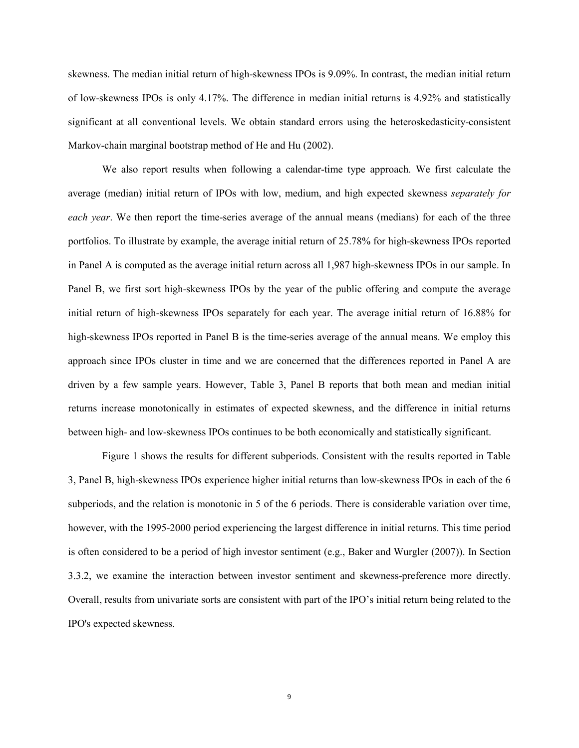skewness. The median initial return of high-skewness IPOs is 9.09%. In contrast, the median initial return of low-skewness IPOs is only 4.17%. The difference in median initial returns is 4.92% and statistically significant at all conventional levels. We obtain standard errors using the heteroskedasticity-consistent Markov-chain marginal bootstrap method of He and Hu (2002).

We also report results when following a calendar-time type approach. We first calculate the average (median) initial return of IPOs with low, medium, and high expected skewness *separately for each year*. We then report the time-series average of the annual means (medians) for each of the three portfolios. To illustrate by example, the average initial return of 25.78% for high-skewness IPOs reported in Panel A is computed as the average initial return across all 1,987 high-skewness IPOs in our sample. In Panel B, we first sort high-skewness IPOs by the year of the public offering and compute the average initial return of high-skewness IPOs separately for each year. The average initial return of 16.88% for high-skewness IPOs reported in Panel B is the time-series average of the annual means. We employ this approach since IPOs cluster in time and we are concerned that the differences reported in Panel A are driven by a few sample years. However, Table 3, Panel B reports that both mean and median initial returns increase monotonically in estimates of expected skewness, and the difference in initial returns between high- and low-skewness IPOs continues to be both economically and statistically significant.

Figure 1 shows the results for different subperiods. Consistent with the results reported in Table 3, Panel B, high-skewness IPOs experience higher initial returns than low-skewness IPOs in each of the 6 subperiods, and the relation is monotonic in 5 of the 6 periods. There is considerable variation over time, however, with the 1995-2000 period experiencing the largest difference in initial returns. This time period is often considered to be a period of high investor sentiment (e.g., Baker and Wurgler (2007)). In Section 3.3.2, we examine the interaction between investor sentiment and skewness-preference more directly. Overall, results from univariate sorts are consistent with part of the IPO's initial return being related to the IPO's expected skewness.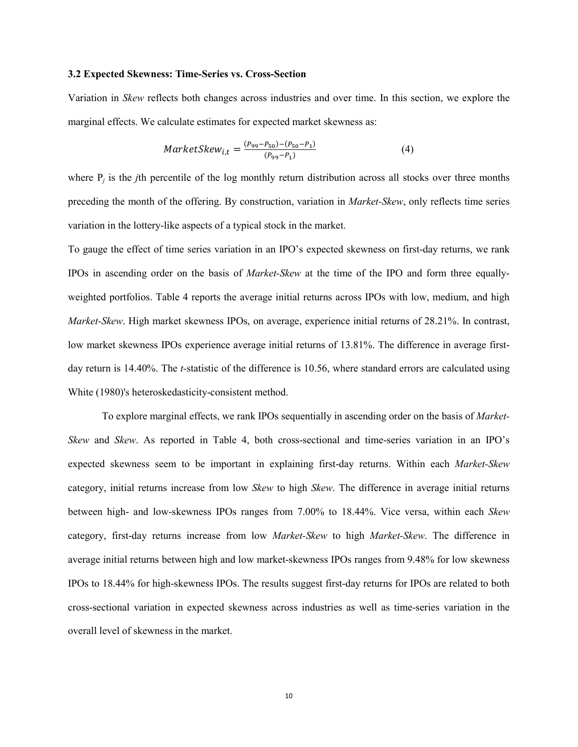### 3.2 Expected Skewness: Time-Series vs. Cross-Section

Variation in *Skew* reflects both changes across industries and over time. In this section, we explore the marginal effects. We calculate estimates for expected market skewness as:

$$MarketSkew_{i,t} = \frac{(P_{99} - P_{50}) - (P_{50} - P_1)}{(P_{99} - P_1)} \quad (4)$$

where $P_j$ is the *j*th percentile of the log monthly return distribution across all stocks over three months preceding the month of the offering. By construction, variation in *Market-Skew*, only reflects time series variation in the lottery-like aspects of a typical stock in the market.

To gauge the effect of time series variation in an IPO's expected skewness on first-day returns, we rank IPOs in ascending order on the basis of *Market-Skew* at the time of the IPO and form three equally-weighted portfolios. Table 4 reports the average initial returns across IPOs with low, medium, and high *Market-Skew*. High market skewness IPOs, on average, experience initial returns of 28.21%. In contrast, low market skewness IPOs experience average initial returns of 13.81%. The difference in average first-day return is 14.40%. The *t*-statistic of the difference is 10.56, where standard errors are calculated using White (1980)'s heteroskedasticity-consistent method.

To explore marginal effects, we rank IPOs sequentially in ascending order on the basis of *Market-Skew* and *Skew*. As reported in Table 4, both cross-sectional and time-series variation in an IPO's expected skewness seem to be important in explaining first-day returns. Within each *Market-Skew* category, initial returns increase from low *Skew* to high *Skew*. The difference in average initial returns between high- and low-skewness IPOs ranges from 7.00% to 18.44%. Vice versa, within each *Skew* category, first-day returns increase from low *Market-Skew* to high *Market-Skew*. The difference in average initial returns between high and low market-skewness IPOs ranges from 9.48% for low skewness IPOs to 18.44% for high-skewness IPOs. The results suggest first-day returns for IPOs are related to both cross-sectional variation in expected skewness across industries as well as time-series variation in the overall level of skewness in the market.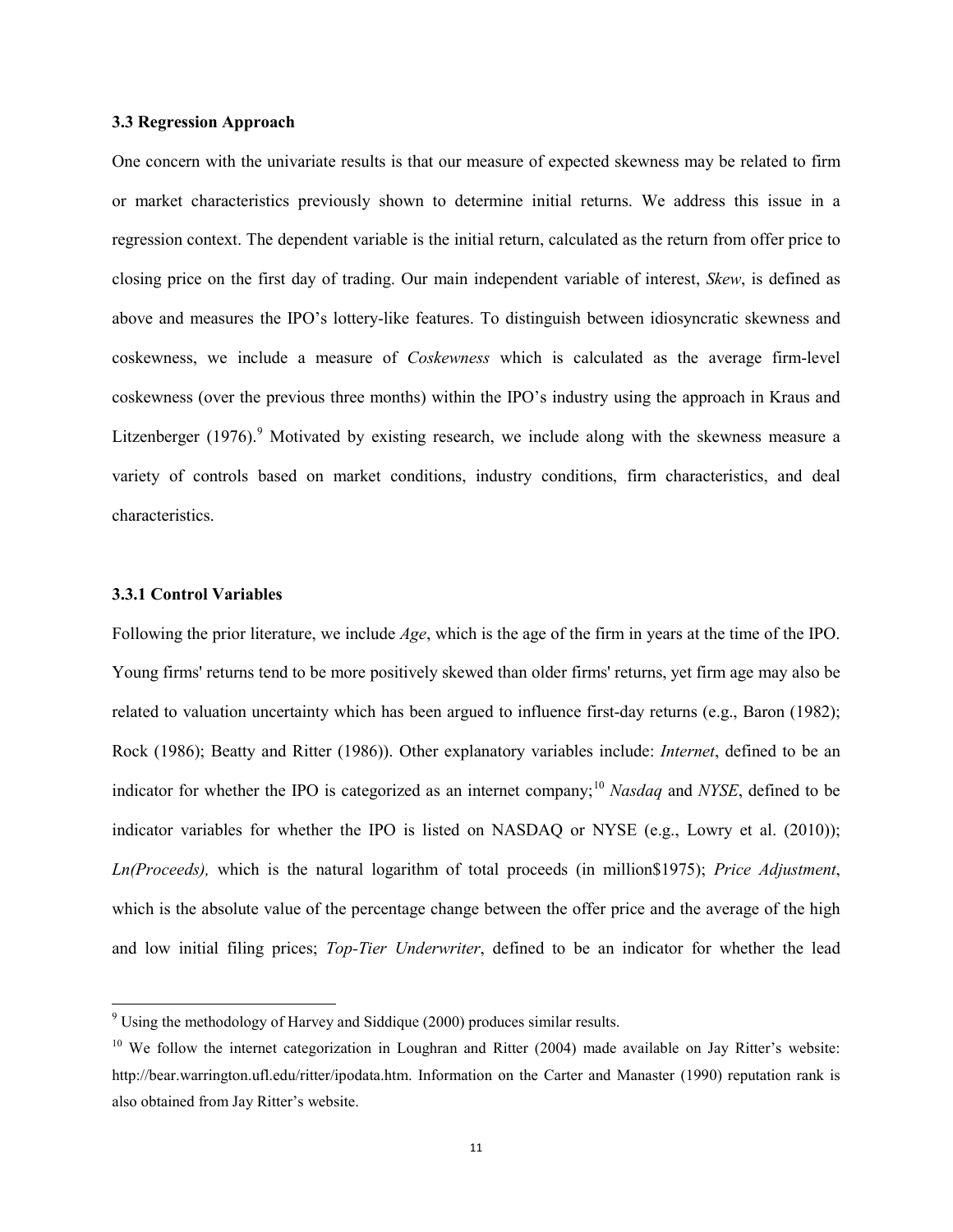### 3.3 Regression Approach

One concern with the univariate results is that our measure of expected skewness may be related to firm or market characteristics previously shown to determine initial returns. We address this issue in a regression context. The dependent variable is the initial return, calculated as the return from offer price to closing price on the first day of trading. Our main independent variable of interest, *Skew*, is defined as above and measures the IPO's lottery-like features. To distinguish between idiosyncratic skewness and coskewness, we include a measure of *Coskewness* which is calculated as the average firm-level coskewness (over the previous three months) within the IPO's industry using the approach in Kraus and Litzenberger (1976).[9] Motivated by existing research, we include along with the skewness measure a variety of controls based on market conditions, industry conditions, firm characteristics, and deal characteristics.

#### 3.3.1 Control Variables

Following the prior literature, we include *Age*, which is the age of the firm in years at the time of the IPO. Young firms' returns tend to be more positively skewed than older firms' returns, yet firm age may also be related to valuation uncertainty which has been argued to influence first-day returns (e.g., Baron (1982); Rock (1986); Beatty and Ritter (1986)). Other explanatory variables include: *Internet*, defined to be an indicator for whether the IPO is categorized as an internet company;[10] *Nasdaq* and *NYSE*, defined to be indicator variables for whether the IPO is listed on NASDAQ or NYSE (e.g., Lowry et al. (2010)); *Ln(Proceeds),* which is the natural logarithm of total proceeds (in million\$1975); *Price Adjustment*, which is the absolute value of the percentage change between the offer price and the average of the high and low initial filing prices; *Top-Tier Underwriter*, defined to be an indicator for whether the lead

---

[9] Using the methodology of Harvey and Siddique (2000) produces similar results.

[10] We follow the internet categorization in Loughran and Ritter (2004) made available on Jay Ritter's website: http://bear.warrington.ufl.edu/ritter/ipodata.htm. Information on the Carter and Manaster (1990) reputation rank is also obtained from Jay Ritter's website.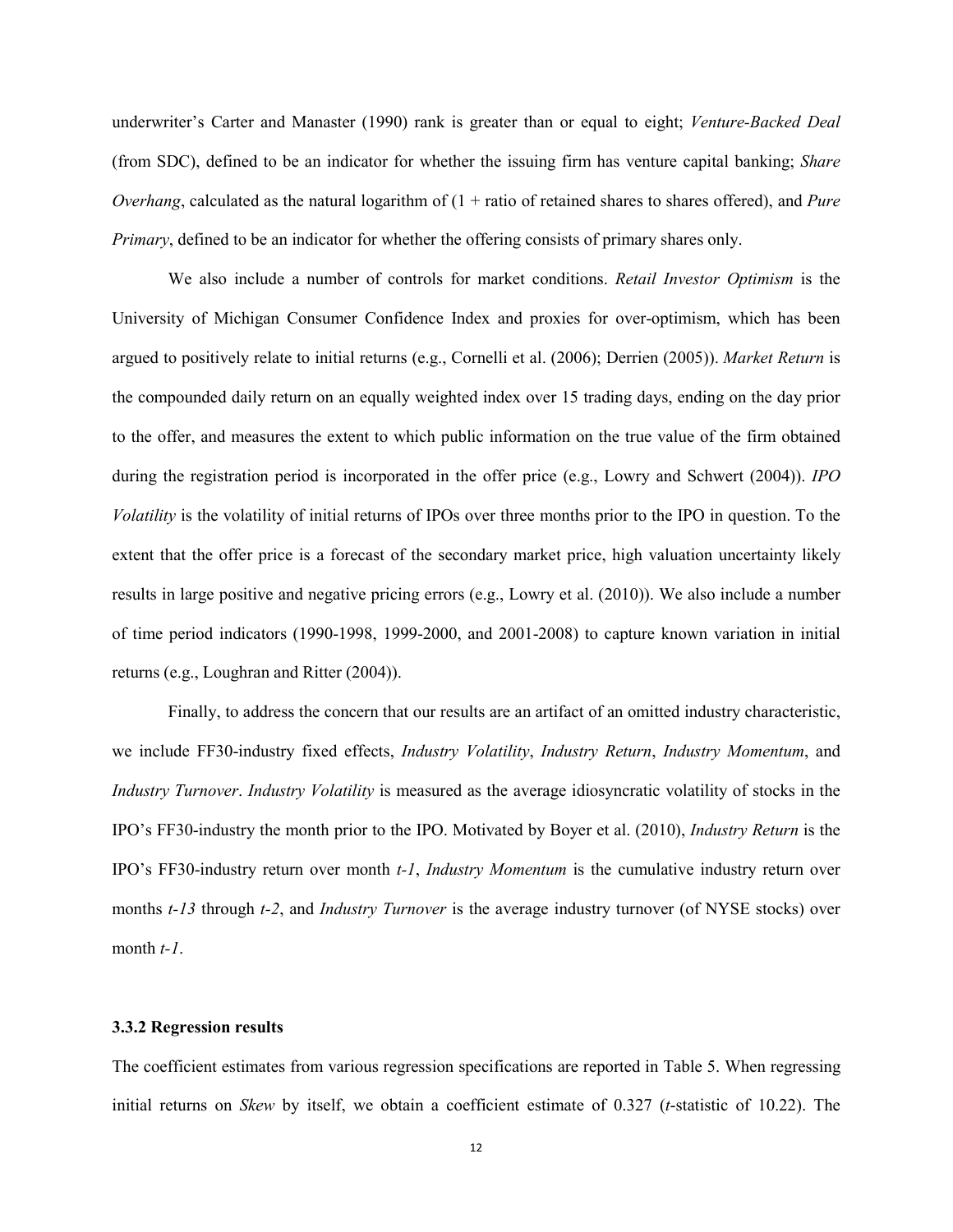underwriter's Carter and Manaster (1990) rank is greater than or equal to eight; *Venture-Backed Deal* (from SDC), defined to be an indicator for whether the issuing firm has venture capital banking; *Share Overhang*, calculated as the natural logarithm of (1 + ratio of retained shares to shares offered), and *Pure Primary*, defined to be an indicator for whether the offering consists of primary shares only.

We also include a number of controls for market conditions. *Retail Investor Optimism* is the University of Michigan Consumer Confidence Index and proxies for over-optimism, which has been argued to positively relate to initial returns (e.g., Cornelli et al. (2006); Derrien (2005)). *Market Return* is the compounded daily return on an equally weighted index over 15 trading days, ending on the day prior to the offer, and measures the extent to which public information on the true value of the firm obtained during the registration period is incorporated in the offer price (e.g., Lowry and Schwert (2004)). *IPO Volatility* is the volatility of initial returns of IPOs over three months prior to the IPO in question. To the extent that the offer price is a forecast of the secondary market price, high valuation uncertainty likely results in large positive and negative pricing errors (e.g., Lowry et al. (2010)). We also include a number of time period indicators (1990-1998, 1999-2000, and 2001-2008) to capture known variation in initial returns (e.g., Loughran and Ritter (2004)).

Finally, to address the concern that our results are an artifact of an omitted industry characteristic, we include FF30-industry fixed effects, *Industry Volatility*, *Industry Return*, *Industry Momentum*, and *Industry Turnover*. *Industry Volatility* is measured as the average idiosyncratic volatility of stocks in the IPO's FF30-industry the month prior to the IPO. Motivated by Boyer et al. (2010), *Industry Return* is the IPO's FF30-industry return over month *t-1*, *Industry Momentum* is the cumulative industry return over months *t-13* through *t-2*, and *Industry Turnover* is the average industry turnover (of NYSE stocks) over month *t-1*.

### 3.3.2 Regression results

The coefficient estimates from various regression specifications are reported in Table 5. When regressing initial returns on *Skew* by itself, we obtain a coefficient estimate of 0.327 (*t*-statistic of 10.22). The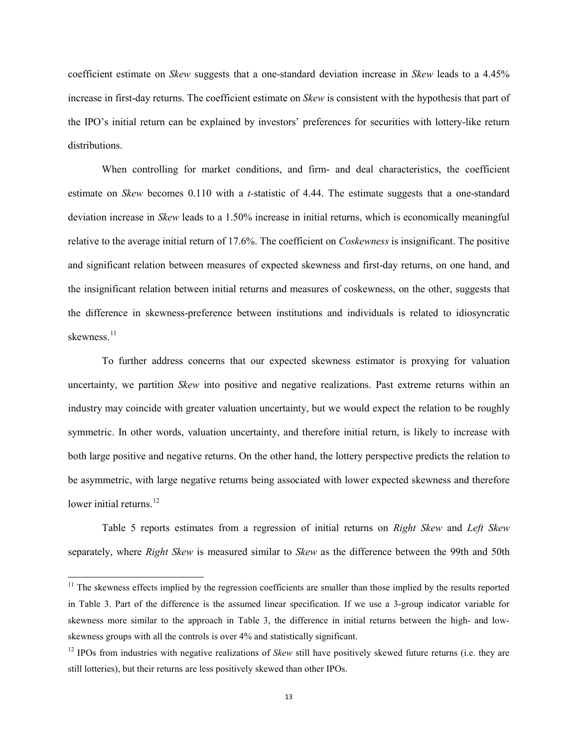coefficient estimate on *Skew* suggests that a one-standard deviation increase in *Skew* leads to a 4.45% increase in first-day returns. The coefficient estimate on *Skew* is consistent with the hypothesis that part of the IPO's initial return can be explained by investors' preferences for securities with lottery-like return distributions.

When controlling for market conditions, and firm- and deal characteristics, the coefficient estimate on *Skew* becomes 0.110 with a *t*-statistic of 4.44. The estimate suggests that a one-standard deviation increase in *Skew* leads to a 1.50% increase in initial returns, which is economically meaningful relative to the average initial return of 17.6%. The coefficient on *Coskewness* is insignificant. The positive and significant relation between measures of expected skewness and first-day returns, on one hand, and the insignificant relation between initial returns and measures of coskewness, on the other, suggests that the difference in skewness-preference between institutions and individuals is related to idiosyncratic skewness.[11]

To further address concerns that our expected skewness estimator is proxying for valuation uncertainty, we partition *Skew* into positive and negative realizations. Past extreme returns within an industry may coincide with greater valuation uncertainty, but we would expect the relation to be roughly symmetric. In other words, valuation uncertainty, and therefore initial return, is likely to increase with both large positive and negative returns. On the other hand, the lottery perspective predicts the relation to be asymmetric, with large negative returns being associated with lower expected skewness and therefore lower initial returns.[12]

Table 5 reports estimates from a regression of initial returns on *Right Skew* and *Left Skew* separately, where *Right Skew* is measured similar to *Skew* as the difference between the 99th and 50th

---

[11] The skewness effects implied by the regression coefficients are smaller than those implied by the results reported in Table 3. Part of the difference is the assumed linear specification. If we use a 3-group indicator variable for skewness more similar to the approach in Table 3, the difference in initial returns between the high- and low-skewness groups with all the controls is over 4% and statistically significant.

[12] IPOs from industries with negative realizations of *Skew* still have positively skewed future returns (i.e. they are still lotteries), but their returns are less positively skewed than other IPOs.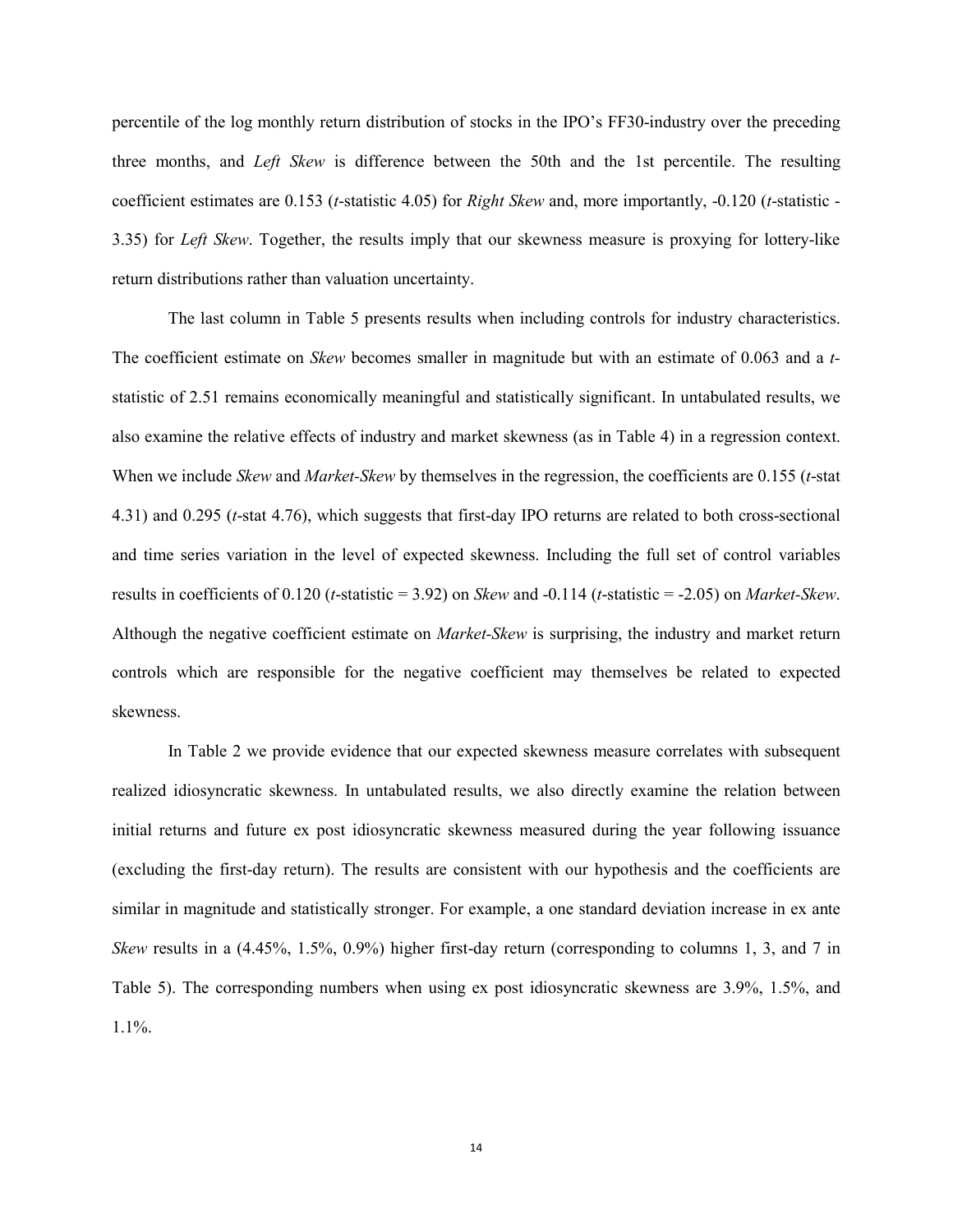percentile of the log monthly return distribution of stocks in the IPO's FF30-industry over the preceding three months, and *Left Skew* is difference between the 50th and the 1st percentile. The resulting coefficient estimates are 0.153 (*t*-statistic 4.05) for *Right Skew* and, more importantly, -0.120 (*t*-statistic -3.35) for *Left Skew*. Together, the results imply that our skewness measure is proxying for lottery-like return distributions rather than valuation uncertainty.

The last column in Table 5 presents results when including controls for industry characteristics. The coefficient estimate on *Skew* becomes smaller in magnitude but with an estimate of 0.063 and a *t*-statistic of 2.51 remains economically meaningful and statistically significant. In untabulated results, we also examine the relative effects of industry and market skewness (as in Table 4) in a regression context. When we include *Skew* and *Market-Skew* by themselves in the regression, the coefficients are 0.155 (*t*-stat 4.31) and 0.295 (*t*-stat 4.76), which suggests that first-day IPO returns are related to both cross-sectional and time series variation in the level of expected skewness. Including the full set of control variables results in coefficients of 0.120 (*t*-statistic = 3.92) on *Skew* and -0.114 (*t*-statistic = -2.05) on *Market-Skew*. Although the negative coefficient estimate on *Market-Skew* is surprising, the industry and market return controls which are responsible for the negative coefficient may themselves be related to expected skewness.

In Table 2 we provide evidence that our expected skewness measure correlates with subsequent realized idiosyncratic skewness. In untabulated results, we also directly examine the relation between initial returns and future ex post idiosyncratic skewness measured during the year following issuance (excluding the first-day return). The results are consistent with our hypothesis and the coefficients are similar in magnitude and statistically stronger. For example, a one standard deviation increase in ex ante *Skew* results in a (4.45%, 1.5%, 0.9%) higher first-day return (corresponding to columns 1, 3, and 7 in Table 5). The corresponding numbers when using ex post idiosyncratic skewness are 3.9%, 1.5%, and 1.1%.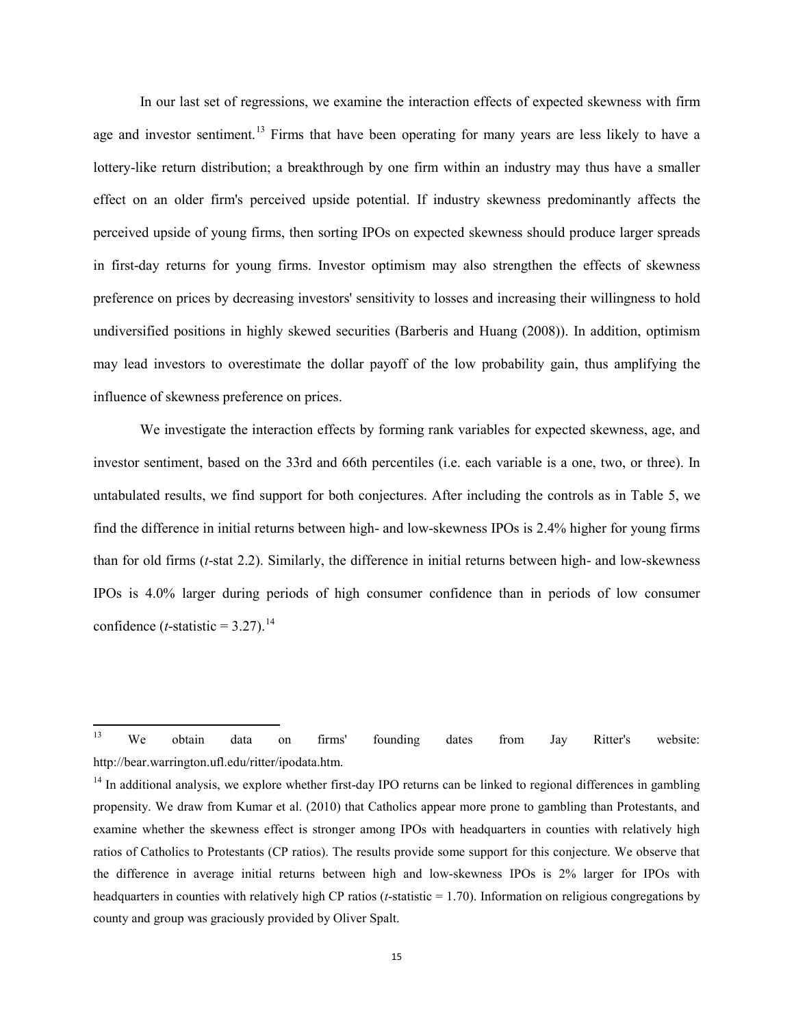In our last set of regressions, we examine the interaction effects of expected skewness with firm age and investor sentiment.[13] Firms that have been operating for many years are less likely to have a lottery-like return distribution; a breakthrough by one firm within an industry may thus have a smaller effect on an older firm's perceived upside potential. If industry skewness predominantly affects the perceived upside of young firms, then sorting IPOs on expected skewness should produce larger spreads in first-day returns for young firms. Investor optimism may also strengthen the effects of skewness preference on prices by decreasing investors' sensitivity to losses and increasing their willingness to hold undiversified positions in highly skewed securities (Barberis and Huang (2008)). In addition, optimism may lead investors to overestimate the dollar payoff of the low probability gain, thus amplifying the influence of skewness preference on prices.

We investigate the interaction effects by forming rank variables for expected skewness, age, and investor sentiment, based on the 33rd and 66th percentiles (i.e. each variable is a one, two, or three). In untabulated results, we find support for both conjectures. After including the controls as in Table 5, we find the difference in initial returns between high- and low-skewness IPOs is 2.4% higher for young firms than for old firms (*t*-stat 2.2). Similarly, the difference in initial returns between high- and low-skewness IPOs is 4.0% larger during periods of high consumer confidence than in periods of low consumer confidence (*t*-statistic = 3.27).[14]

---

[13] We obtain data on firms' founding dates from Jay Ritter's website: http://bear.warrington.ufl.edu/ritter/ipodata.htm.

[14] In additional analysis, we explore whether first-day IPO returns can be linked to regional differences in gambling propensity. We draw from Kumar et al. (2010) that Catholics appear more prone to gambling than Protestants, and examine whether the skewness effect is stronger among IPOs with headquarters in counties with relatively high ratios of Catholics to Protestants (CP ratios). The results provide some support for this conjecture. We observe that the difference in average initial returns between high and low-skewness IPOs is 2% larger for IPOs with headquarters in counties with relatively high CP ratios (*t*-statistic = 1.70). Information on religious congregations by county and group was graciously provided by Oliver Spalt.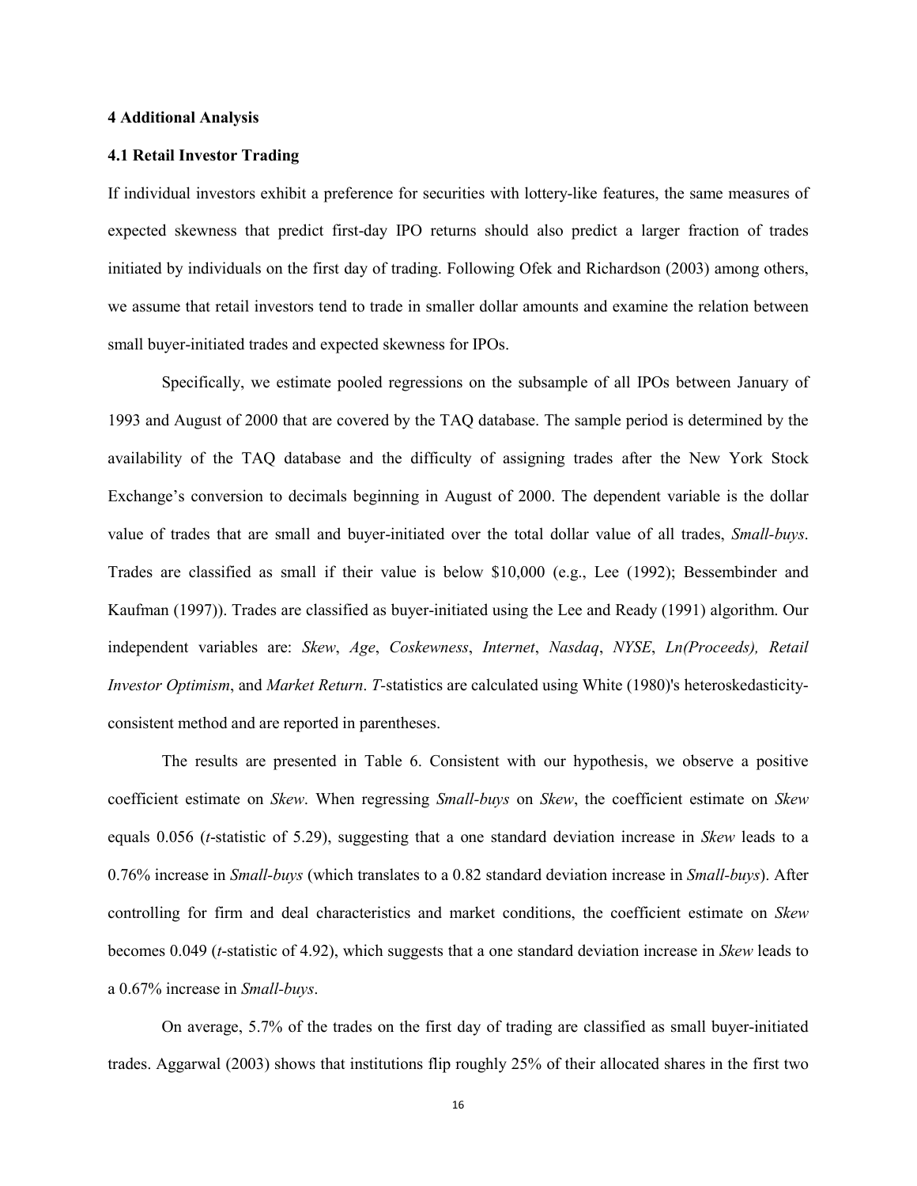## 4 Additional Analysis

### 4.1 Retail Investor Trading

If individual investors exhibit a preference for securities with lottery-like features, the same measures of expected skewness that predict first-day IPO returns should also predict a larger fraction of trades initiated by individuals on the first day of trading. Following Ofek and Richardson (2003) among others, we assume that retail investors tend to trade in smaller dollar amounts and examine the relation between small buyer-initiated trades and expected skewness for IPOs.

Specifically, we estimate pooled regressions on the subsample of all IPOs between January of 1993 and August of 2000 that are covered by the TAQ database. The sample period is determined by the availability of the TAQ database and the difficulty of assigning trades after the New York Stock Exchange's conversion to decimals beginning in August of 2000. The dependent variable is the dollar value of trades that are small and buyer-initiated over the total dollar value of all trades, *Small-buys*. Trades are classified as small if their value is below $10,000 (e.g., Lee (1992); Bessembinder and Kaufman (1997)). Trades are classified as buyer-initiated using the Lee and Ready (1991) algorithm. Our independent variables are: *Skew*, *Age*, *Coskewness*, *Internet*, *Nasdaq*, *NYSE*, *Ln(Proceeds), Retail Investor Optimism*, and *Market Return*. *T*-statistics are calculated using White (1980)'s heteroskedasticity-consistent method and are reported in parentheses.

The results are presented in Table 6. Consistent with our hypothesis, we observe a positive coefficient estimate on *Skew*. When regressing *Small-buys* on *Skew*, the coefficient estimate on *Skew* equals 0.056 (*t*-statistic of 5.29), suggesting that a one standard deviation increase in *Skew* leads to a 0.76% increase in *Small-buys* (which translates to a 0.82 standard deviation increase in *Small-buys*). After controlling for firm and deal characteristics and market conditions, the coefficient estimate on *Skew* becomes 0.049 (*t*-statistic of 4.92), which suggests that a one standard deviation increase in *Skew* leads to a 0.67% increase in *Small-buys*.

On average, 5.7% of the trades on the first day of trading are classified as small buyer-initiated trades. Aggarwal (2003) shows that institutions flip roughly 25% of their allocated shares in the first two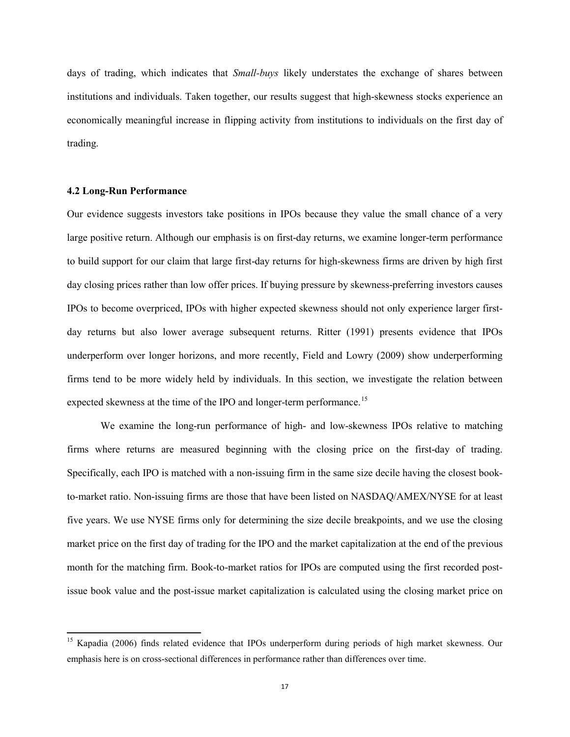days of trading, which indicates that *Small-buys* likely understates the exchange of shares between institutions and individuals. Taken together, our results suggest that high-skewness stocks experience an economically meaningful increase in flipping activity from institutions to individuals on the first day of trading.

### 4.2 Long-Run Performance

Our evidence suggests investors take positions in IPOs because they value the small chance of a very large positive return. Although our emphasis is on first-day returns, we examine longer-term performance to build support for our claim that large first-day returns for high-skewness firms are driven by high first day closing prices rather than low offer prices. If buying pressure by skewness-preferring investors causes IPOs to become overpriced, IPOs with higher expected skewness should not only experience larger first-day returns but also lower average subsequent returns. Ritter (1991) presents evidence that IPOs underperform over longer horizons, and more recently, Field and Lowry (2009) show underperforming firms tend to be more widely held by individuals. In this section, we investigate the relation between expected skewness at the time of the IPO and longer-term performance.[15]

We examine the long-run performance of high- and low-skewness IPOs relative to matching firms where returns are measured beginning with the closing price on the first-day of trading. Specifically, each IPO is matched with a non-issuing firm in the same size decile having the closest book-to-market ratio. Non-issuing firms are those that have been listed on NASDAQ/AMEX/NYSE for at least five years. We use NYSE firms only for determining the size decile breakpoints, and we use the closing market price on the first day of trading for the IPO and the market capitalization at the end of the previous month for the matching firm. Book-to-market ratios for IPOs are computed using the first recorded post-issue book value and the post-issue market capitalization is calculated using the closing market price on

[15] Kapadia (2006) finds related evidence that IPOs underperform during periods of high market skewness. Our emphasis here is on cross-sectional differences in performance rather than differences over time.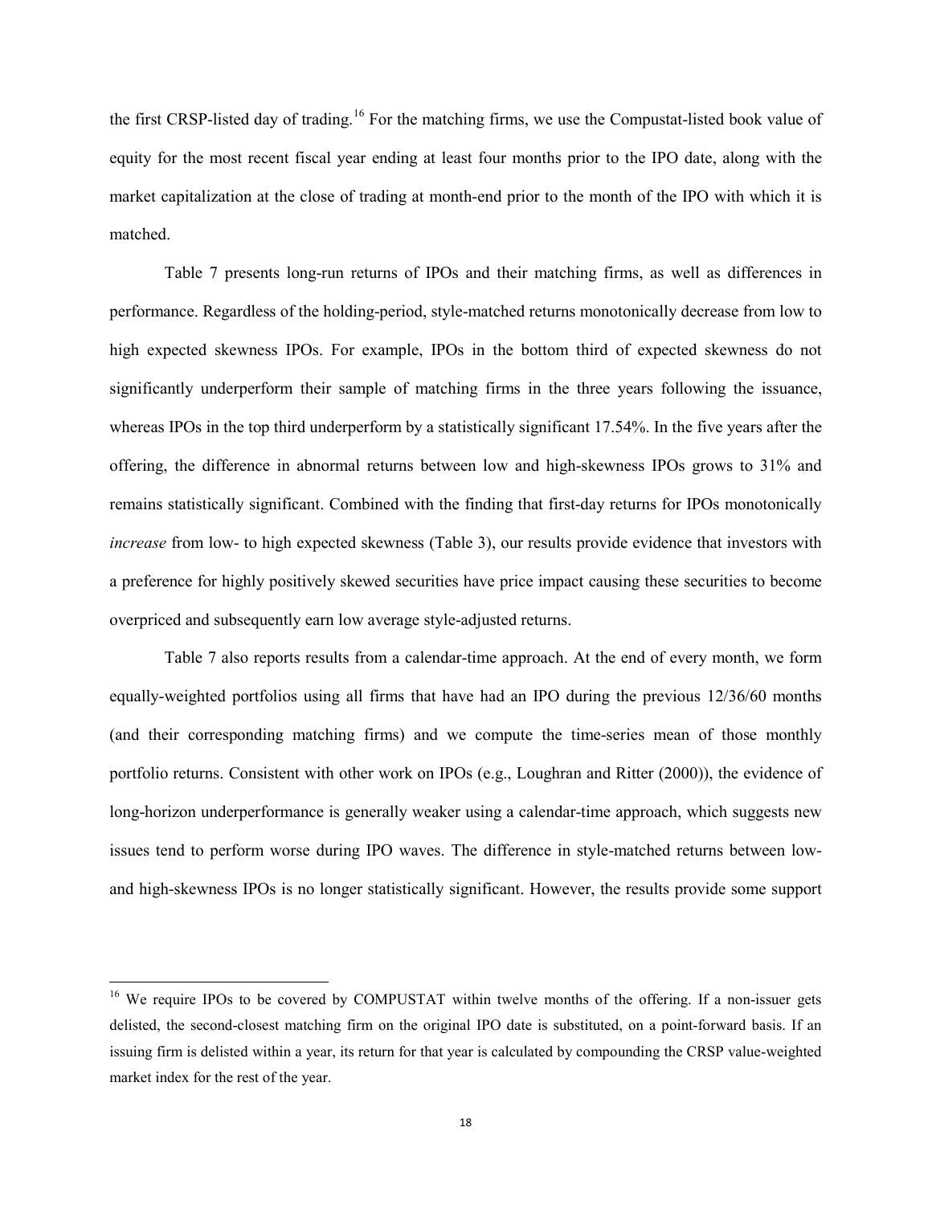the first CRSP-listed day of trading.[16] For the matching firms, we use the Compustat-listed book value of equity for the most recent fiscal year ending at least four months prior to the IPO date, along with the market capitalization at the close of trading at month-end prior to the month of the IPO with which it is matched.

Table 7 presents long-run returns of IPOs and their matching firms, as well as differences in performance. Regardless of the holding-period, style-matched returns monotonically decrease from low to high expected skewness IPOs. For example, IPOs in the bottom third of expected skewness do not significantly underperform their sample of matching firms in the three years following the issuance, whereas IPOs in the top third underperform by a statistically significant 17.54%. In the five years after the offering, the difference in abnormal returns between low and high-skewness IPOs grows to 31% and remains statistically significant. Combined with the finding that first-day returns for IPOs monotonically *increase* from low- to high expected skewness (Table 3), our results provide evidence that investors with a preference for highly positively skewed securities have price impact causing these securities to become overpriced and subsequently earn low average style-adjusted returns.

Table 7 also reports results from a calendar-time approach. At the end of every month, we form equally-weighted portfolios using all firms that have had an IPO during the previous 12/36/60 months (and their corresponding matching firms) and we compute the time-series mean of those monthly portfolio returns. Consistent with other work on IPOs (e.g., Loughran and Ritter (2000)), the evidence of long-horizon underperformance is generally weaker using a calendar-time approach, which suggests new issues tend to perform worse during IPO waves. The difference in style-matched returns between low- and high-skewness IPOs is no longer statistically significant. However, the results provide some support

[16] We require IPOs to be covered by COMPUSTAT within twelve months of the offering. If a non-issuer gets delisted, the second-closest matching firm on the original IPO date is substituted, on a point-forward basis. If an issuing firm is delisted within a year, its return for that year is calculated by compounding the CRSP value-weighted market index for the rest of the year.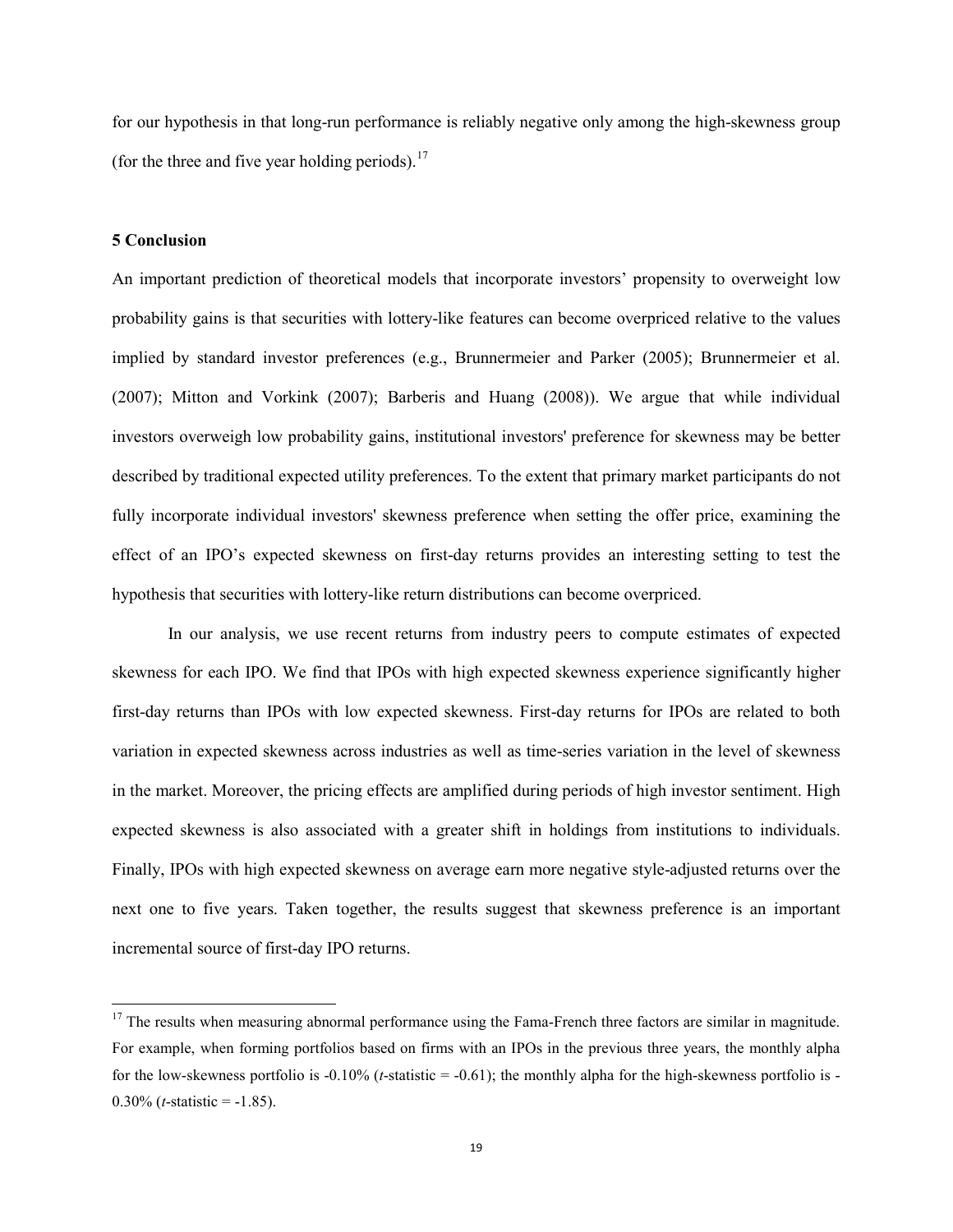for our hypothesis in that long-run performance is reliably negative only among the high-skewness group (for the three and five year holding periods).[17]

## 5 Conclusion

An important prediction of theoretical models that incorporate investors' propensity to overweight low probability gains is that securities with lottery-like features can become overpriced relative to the values implied by standard investor preferences (e.g., Brunnermeier and Parker (2005); Brunnermeier et al. (2007); Mitton and Vorkink (2007); Barberis and Huang (2008)). We argue that while individual investors overweigh low probability gains, institutional investors' preference for skewness may be better described by traditional expected utility preferences. To the extent that primary market participants do not fully incorporate individual investors' skewness preference when setting the offer price, examining the effect of an IPO's expected skewness on first-day returns provides an interesting setting to test the hypothesis that securities with lottery-like return distributions can become overpriced.

In our analysis, we use recent returns from industry peers to compute estimates of expected skewness for each IPO. We find that IPOs with high expected skewness experience significantly higher first-day returns than IPOs with low expected skewness. First-day returns for IPOs are related to both variation in expected skewness across industries as well as time-series variation in the level of skewness in the market. Moreover, the pricing effects are amplified during periods of high investor sentiment. High expected skewness is also associated with a greater shift in holdings from institutions to individuals. Finally, IPOs with high expected skewness on average earn more negative style-adjusted returns over the next one to five years. Taken together, the results suggest that skewness preference is an important incremental source of first-day IPO returns.

---

[17] The results when measuring abnormal performance using the Fama-French three factors are similar in magnitude. For example, when forming portfolios based on firms with an IPOs in the previous three years, the monthly alpha for the low-skewness portfolio is -0.10% (*t*-statistic = -0.61); the monthly alpha for the high-skewness portfolio is -0.30% (*t*-statistic = -1.85).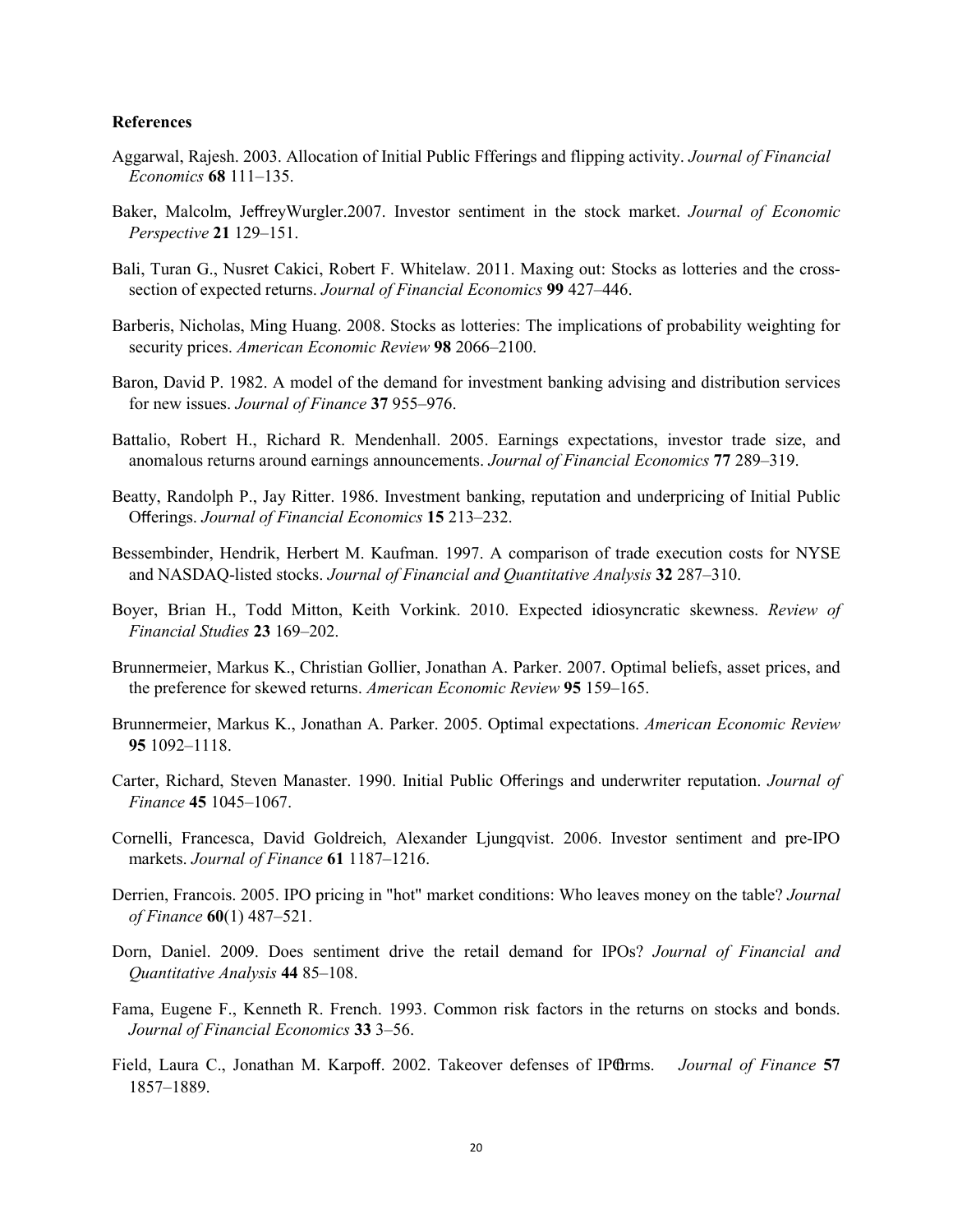**References**

Aggarwal, Rajesh. 2003. Allocation of Initial Public Ffferings and flipping activity. *Journal of Financial Economics* **68** 111–135.

Baker, Malcolm, JeffreyWurgler.2007. Investor sentiment in the stock market. *Journal of Economic Perspective* **21** 129–151.

Bali, Turan G., Nusret Cakici, Robert F. Whitelaw. 2011. Maxing out: Stocks as lotteries and the cross-section of expected returns. *Journal of Financial Economics* **99** 427–446.

Barberis, Nicholas, Ming Huang. 2008. Stocks as lotteries: The implications of probability weighting for security prices. *American Economic Review* **98** 2066–2100.

Baron, David P. 1982. A model of the demand for investment banking advising and distribution services for new issues. *Journal of Finance* **37** 955–976.

Battalio, Robert H., Richard R. Mendenhall. 2005. Earnings expectations, investor trade size, and anomalous returns around earnings announcements. *Journal of Financial Economics* **77** 289–319.

Beatty, Randolph P., Jay Ritter. 1986. Investment banking, reputation and underpricing of Initial Public Offerings. *Journal of Financial Economics* **15** 213–232.

Bessembinder, Hendrik, Herbert M. Kaufman. 1997. A comparison of trade execution costs for NYSE and NASDAQ-listed stocks. *Journal of Financial and Quantitative Analysis* **32** 287–310.

Boyer, Brian H., Todd Mitton, Keith Vorkink. 2010. Expected idiosyncratic skewness. *Review of Financial Studies* **23** 169–202.

Brunnermeier, Markus K., Christian Gollier, Jonathan A. Parker. 2007. Optimal beliefs, asset prices, and the preference for skewed returns. *American Economic Review* **95** 159–165.

Brunnermeier, Markus K., Jonathan A. Parker. 2005. Optimal expectations. *American Economic Review* **95** 1092–1118.

Carter, Richard, Steven Manaster. 1990. Initial Public Offerings and underwriter reputation. *Journal of Finance* **45** 1045–1067.

Cornelli, Francesca, David Goldreich, Alexander Ljungqvist. 2006. Investor sentiment and pre-IPO markets. *Journal of Finance* **61** 1187–1216.

Derrien, Francois. 2005. IPO pricing in "hot" market conditions: Who leaves money on the table? *Journal of Finance* **60**(1) 487–521.

Dorn, Daniel. 2009. Does sentiment drive the retail demand for IPOs? *Journal of Financial and Quantitative Analysis* **44** 85–108.

Fama, Eugene F., Kenneth R. French. 1993. Common risk factors in the returns on stocks and bonds. *Journal of Financial Economics* **33** 3–56.

Field, Laura C., Jonathan M. Karpoff. 2002. Takeover defenses of IPO firms. *Journal of Finance* **57** 1857–1889.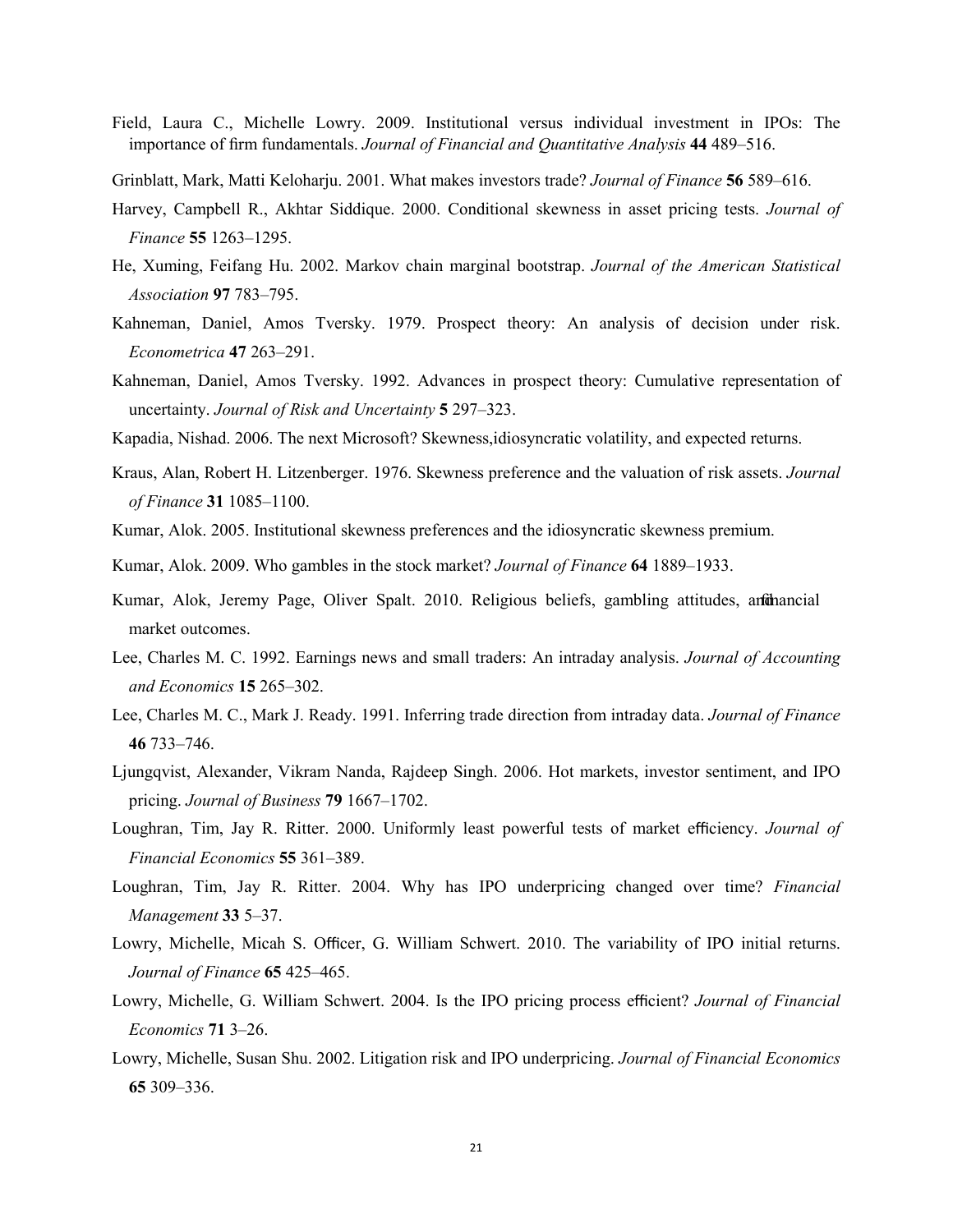Field, Laura C., Michelle Lowry. 2009. Institutional versus individual investment in IPOs: The importance of firm fundamentals. *Journal of Financial and Quantitative Analysis* **44** 489–516.

Grinblatt, Mark, Matti Keloharju. 2001. What makes investors trade? *Journal of Finance* **56** 589–616.

Harvey, Campbell R., Akhtar Siddique. 2000. Conditional skewness in asset pricing tests. *Journal of Finance* **55** 1263–1295.

He, Xuming, Feifang Hu. 2002. Markov chain marginal bootstrap. *Journal of the American Statistical Association* **97** 783–795.

Kahneman, Daniel, Amos Tversky. 1979. Prospect theory: An analysis of decision under risk. *Econometrica* **47** 263–291.

Kahneman, Daniel, Amos Tversky. 1992. Advances in prospect theory: Cumulative representation of uncertainty. *Journal of Risk and Uncertainty* **5** 297–323.

Kapadia, Nishad. 2006. The next Microsoft? Skewness,idiosyncratic volatility, and expected returns.

Kraus, Alan, Robert H. Litzenberger. 1976. Skewness preference and the valuation of risk assets. *Journal of Finance* **31** 1085–1100.

Kumar, Alok. 2005. Institutional skewness preferences and the idiosyncratic skewness premium.

Kumar, Alok. 2009. Who gambles in the stock market? *Journal of Finance* **64** 1889–1933.

Kumar, Alok, Jeremy Page, Oliver Spalt. 2010. Religious beliefs, gambling attitudes, and financial market outcomes.

Lee, Charles M. C. 1992. Earnings news and small traders: An intraday analysis. *Journal of Accounting and Economics* **15** 265–302.

Lee, Charles M. C., Mark J. Ready. 1991. Inferring trade direction from intraday data. *Journal of Finance* **46** 733–746.

Ljungqvist, Alexander, Vikram Nanda, Rajdeep Singh. 2006. Hot markets, investor sentiment, and IPO pricing. *Journal of Business* **79** 1667–1702.

Loughran, Tim, Jay R. Ritter. 2000. Uniformly least powerful tests of market efficiency. *Journal of Financial Economics* **55** 361–389.

Loughran, Tim, Jay R. Ritter. 2004. Why has IPO underpricing changed over time? *Financial Management* **33** 5–37.

Lowry, Michelle, Micah S. Officer, G. William Schwert. 2010. The variability of IPO initial returns. *Journal of Finance* **65** 425–465.

Lowry, Michelle, G. William Schwert. 2004. Is the IPO pricing process efficient? *Journal of Financial Economics* **71** 3–26.

Lowry, Michelle, Susan Shu. 2002. Litigation risk and IPO underpricing. *Journal of Financial Economics* **65** 309–336.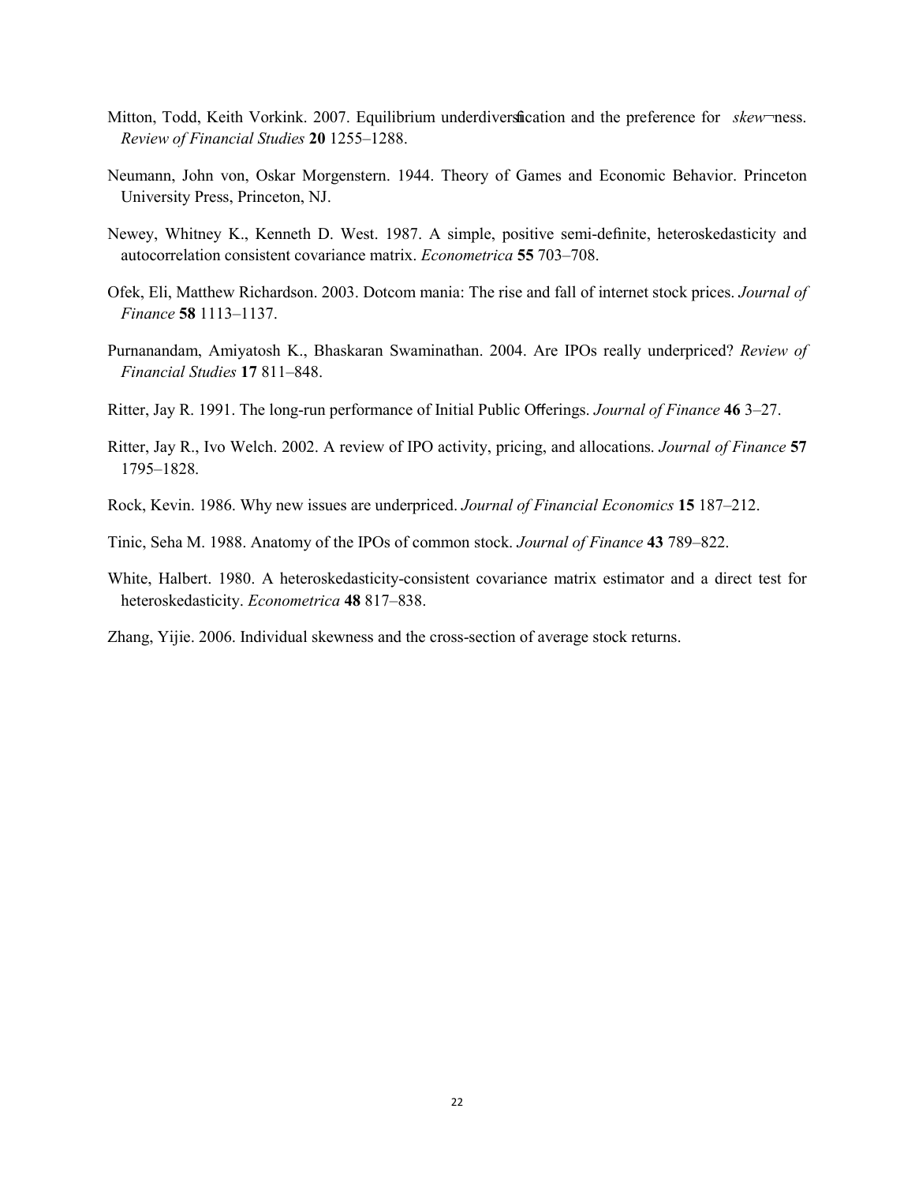Mitton, Todd, Keith Vorkink. 2007. Equilibrium underdiversfication and the preference for *skew*ness. *Review of Financial Studies* **20** 1255–1288.

Neumann, John von, Oskar Morgenstern. 1944. Theory of Games and Economic Behavior. Princeton University Press, Princeton, NJ.

Newey, Whitney K., Kenneth D. West. 1987. A simple, positive semi-definite, heteroskedasticity and autocorrelation consistent covariance matrix. *Econometrica* **55** 703–708.

Ofek, Eli, Matthew Richardson. 2003. Dotcom mania: The rise and fall of internet stock prices. *Journal of Finance* **58** 1113–1137.

Purnanandam, Amiyatosh K., Bhaskaran Swaminathan. 2004. Are IPOs really underpriced? *Review of Financial Studies* **17** 811–848.

Ritter, Jay R. 1991. The long-run performance of Initial Public Offerings. *Journal of Finance* **46** 3–27.

Ritter, Jay R., Ivo Welch. 2002. A review of IPO activity, pricing, and allocations. *Journal of Finance* **57** 1795–1828.

Rock, Kevin. 1986. Why new issues are underpriced. *Journal of Financial Economics* **15** 187–212.

Tinic, Seha M. 1988. Anatomy of the IPOs of common stock. *Journal of Finance* **43** 789–822.

White, Halbert. 1980. A heteroskedasticity-consistent covariance matrix estimator and a direct test for heteroskedasticity. *Econometrica* **48** 817–838.

Zhang, Yijie. 2006. Individual skewness and the cross-section of average stock returns.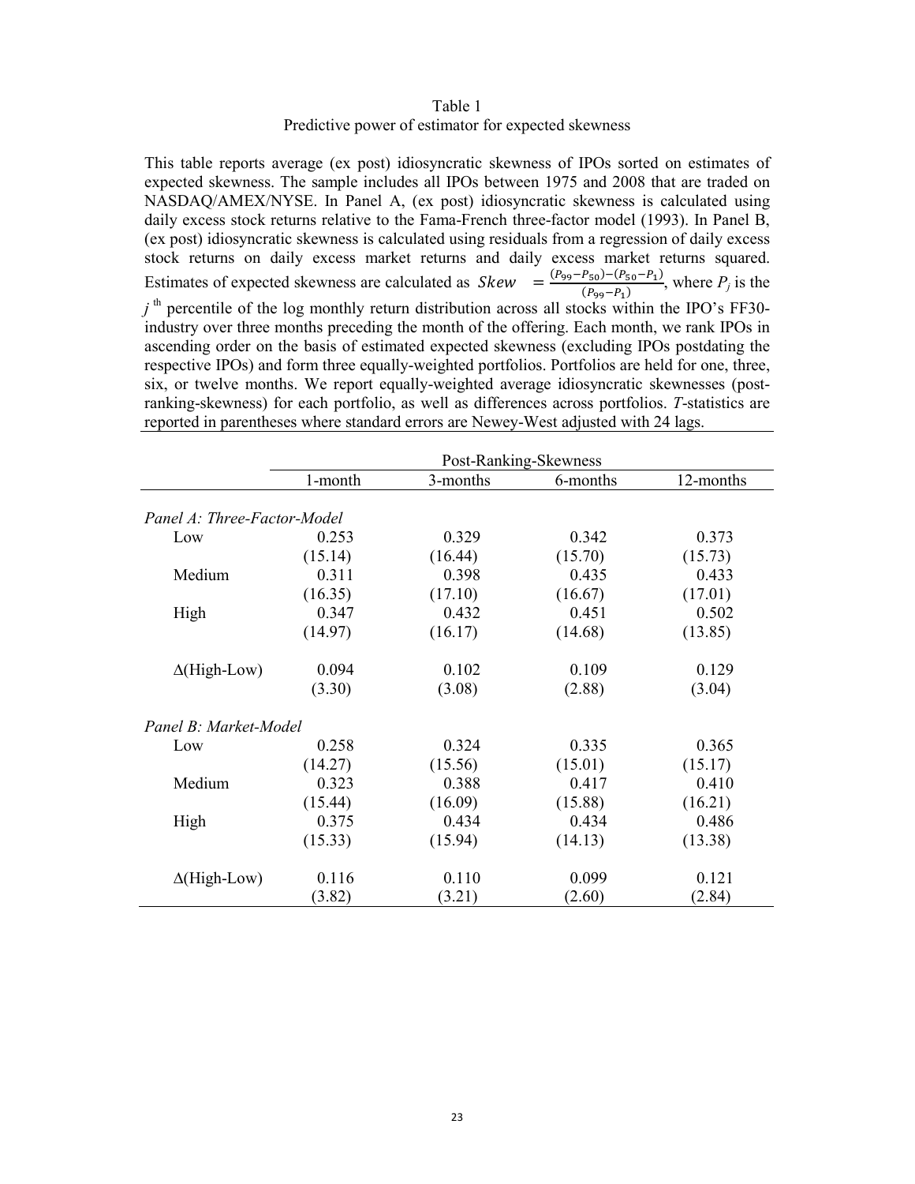Table 1
Predictive power of estimator for expected skewness

This table reports average (ex post) idiosyncratic skewness of IPOs sorted on estimates of expected skewness. The sample includes all IPOs between 1975 and 2008 that are traded on NASDAQ/AMEX/NYSE. In Panel A, (ex post) idiosyncratic skewness is calculated using daily excess stock returns relative to the Fama-French three-factor model (1993). In Panel B, (ex post) idiosyncratic skewness is calculated using residuals from a regression of daily excess stock returns on daily excess market returns and daily excess market returns squared. Estimates of expected skewness are calculated as $Skew = \frac{(P_{99}-P_{50})-(P_{50}-P_1)}{(P_{99}-P_1)}$, where $P_j$ is the $j^{th}$ percentile of the log monthly return distribution across all stocks within the IPO's FF30-industry over three months preceding the month of the offering. Each month, we rank IPOs in ascending order on the basis of estimated expected skewness (excluding IPOs postdating the respective IPOs) and form three equally-weighted portfolios. Portfolios are held for one, three, six, or twelve months. We report equally-weighted average idiosyncratic skewnesses (post-ranking-skewness) for each portfolio, as well as differences across portfolios. *T*-statistics are reported in parentheses where standard errors are Newey-West adjusted with 24 lags.

| | Post-Ranking-Skewness | | | |
|---|---|---|---|---|
| | 1-month | 3-months | 6-months | 12-months |
| *Panel A: Three-Factor-Model* | | | | |
| Low | 0.253 | 0.329 | 0.342 | 0.373 |
| | (15.14) | (16.44) | (15.70) | (15.73) |
| Medium | 0.311 | 0.398 | 0.435 | 0.433 |
| | (16.35) | (17.10) | (16.67) | (17.01) |
| High | 0.347 | 0.432 | 0.451 | 0.502 |
| | (14.97) | (16.17) | (14.68) | (13.85) |
| Δ(High-Low) | 0.094 | 0.102 | 0.109 | 0.129 |
| | (3.30) | (3.08) | (2.88) | (3.04) |
| *Panel B: Market-Model* | | | | |
| Low | 0.258 | 0.324 | 0.335 | 0.365 |
| | (14.27) | (15.56) | (15.01) | (15.17) |
| Medium | 0.323 | 0.388 | 0.417 | 0.410 |
| | (15.44) | (16.09) | (15.88) | (16.21) |
| High | 0.375 | 0.434 | 0.434 | 0.486 |
| | (15.33) | (15.94) | (14.13) | (13.38) |
| Δ(High-Low) | 0.116 | 0.110 | 0.099 | 0.121 |
| | (3.82) | (3.21) | (2.60) | (2.84) |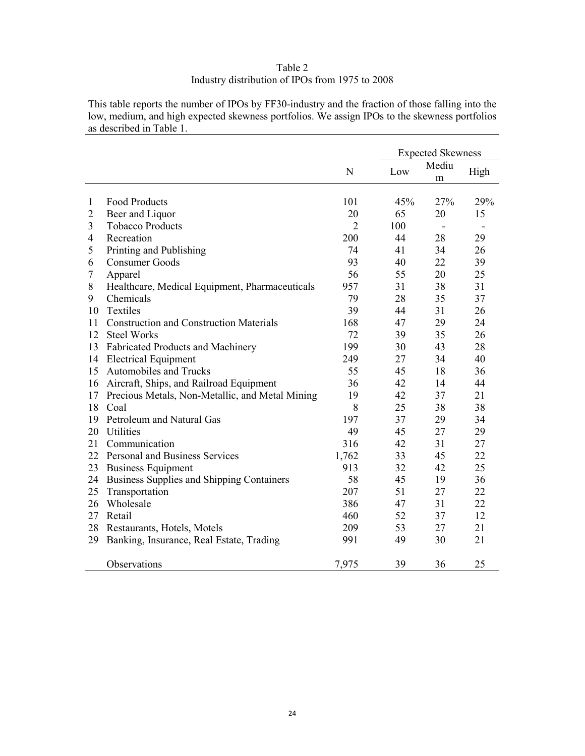Table 2
Industry distribution of IPOs from 1975 to 2008

This table reports the number of IPOs by FF30-industry and the fraction of those falling into the low, medium, and high expected skewness portfolios. We assign IPOs to the skewness portfolios as described in Table 1.

| | | | Expected Skewness | | |
|---|---|---|---|---|---|
| | | N | Low | Medium | High |
| 1 | Food Products | 101 | 45% | 27% | 29% |
| 2 | Beer and Liquor | 20 | 65 | 20 | 15 |
| 3 | Tobacco Products | 2 | 100 | - | - |
| 4 | Recreation | 200 | 44 | 28 | 29 |
| 5 | Printing and Publishing | 74 | 41 | 34 | 26 |
| 6 | Consumer Goods | 93 | 40 | 22 | 39 |
| 7 | Apparel | 56 | 55 | 20 | 25 |
| 8 | Healthcare, Medical Equipment, Pharmaceuticals | 957 | 31 | 38 | 31 |
| 9 | Chemicals | 79 | 28 | 35 | 37 |
| 10 | Textiles | 39 | 44 | 31 | 26 |
| 11 | Construction and Construction Materials | 168 | 47 | 29 | 24 |
| 12 | Steel Works | 72 | 39 | 35 | 26 |
| 13 | Fabricated Products and Machinery | 199 | 30 | 43 | 28 |
| 14 | Electrical Equipment | 249 | 27 | 34 | 40 |
| 15 | Automobiles and Trucks | 55 | 45 | 18 | 36 |
| 16 | Aircraft, Ships, and Railroad Equipment | 36 | 42 | 14 | 44 |
| 17 | Precious Metals, Non-Metallic, and Metal Mining | 19 | 42 | 37 | 21 |
| 18 | Coal | 8 | 25 | 38 | 38 |
| 19 | Petroleum and Natural Gas | 197 | 37 | 29 | 34 |
| 20 | Utilities | 49 | 45 | 27 | 29 |
| 21 | Communication | 316 | 42 | 31 | 27 |
| 22 | Personal and Business Services | 1,762 | 33 | 45 | 22 |
| 23 | Business Equipment | 913 | 32 | 42 | 25 |
| 24 | Business Supplies and Shipping Containers | 58 | 45 | 19 | 36 |
| 25 | Transportation | 207 | 51 | 27 | 22 |
| 26 | Wholesale | 386 | 47 | 31 | 22 |
| 27 | Retail | 460 | 52 | 37 | 12 |
| 28 | Restaurants, Hotels, Motels | 209 | 53 | 27 | 21 |
| 29 | Banking, Insurance, Real Estate, Trading | 991 | 49 | 30 | 21 |
| | Observations | 7,975 | 39 | 36 | 25 |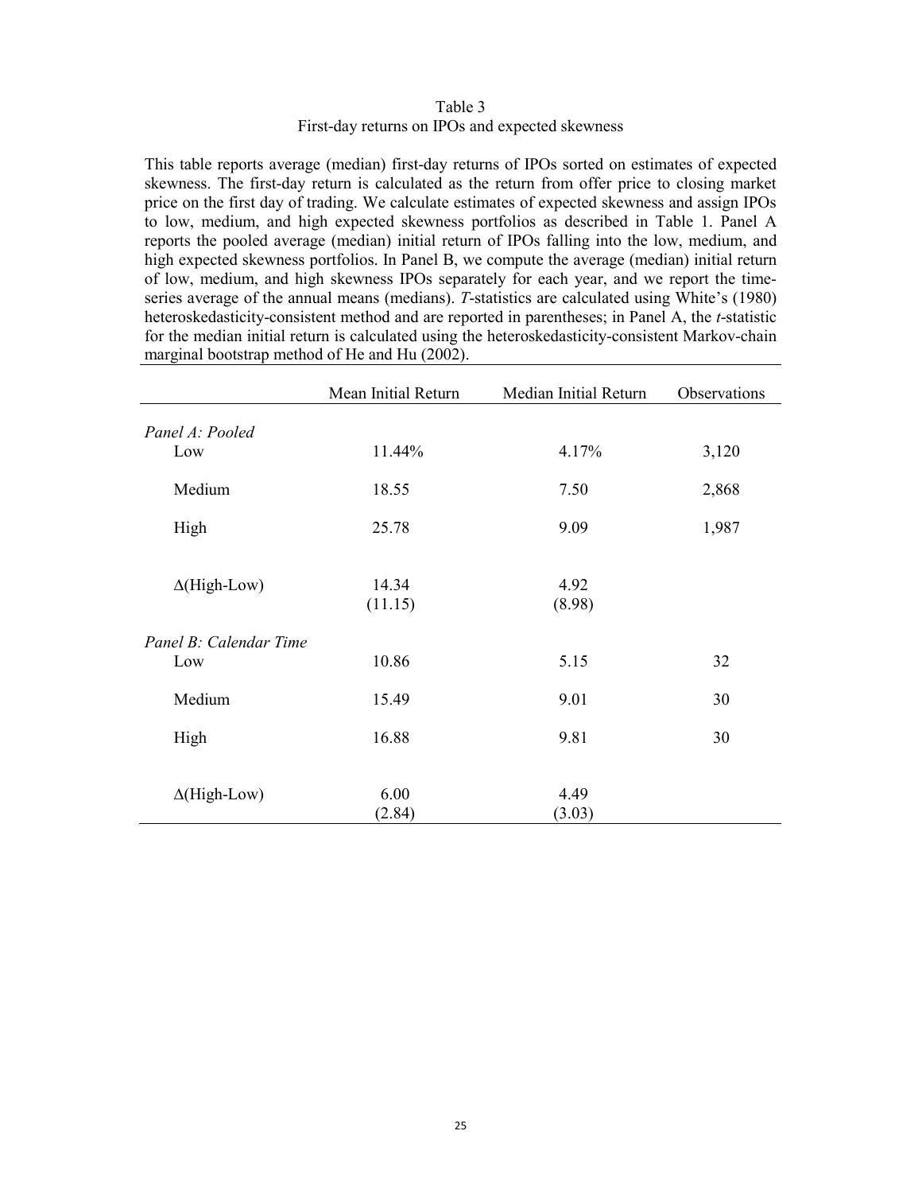Table 3

First-day returns on IPOs and expected skewness

This table reports average (median) first-day returns of IPOs sorted on estimates of expected skewness. The first-day return is calculated as the return from offer price to closing market price on the first day of trading. We calculate estimates of expected skewness and assign IPOs to low, medium, and high expected skewness portfolios as described in Table 1. Panel A reports the pooled average (median) initial return of IPOs falling into the low, medium, and high expected skewness portfolios. In Panel B, we compute the average (median) initial return of low, medium, and high skewness IPOs separately for each year, and we report the time-series average of the annual means (medians). *T*-statistics are calculated using White's (1980) heteroskedasticity-consistent method and are reported in parentheses; in Panel A, the *t*-statistic for the median initial return is calculated using the heteroskedasticity-consistent Markov-chain marginal bootstrap method of He and Hu (2002).

| | Mean Initial Return | Median Initial Return | Observations |
|---|---|---|---|
| *Panel A: Pooled* | | | |
| Low | 11.44% | 4.17% | 3,120 |
| Medium | 18.55 | 7.50 | 2,868 |
| High | 25.78 | 9.09 | 1,987 |
| Δ(High-Low) | 14.34 | 4.92 | |
| | (11.15) | (8.98) | |
| *Panel B: Calendar Time* | | | |
| Low | 10.86 | 5.15 | 32 |
| Medium | 15.49 | 9.01 | 30 |
| High | 16.88 | 9.81 | 30 |
| Δ(High-Low) | 6.00 | 4.49 | |
| | (2.84) | (3.03) | |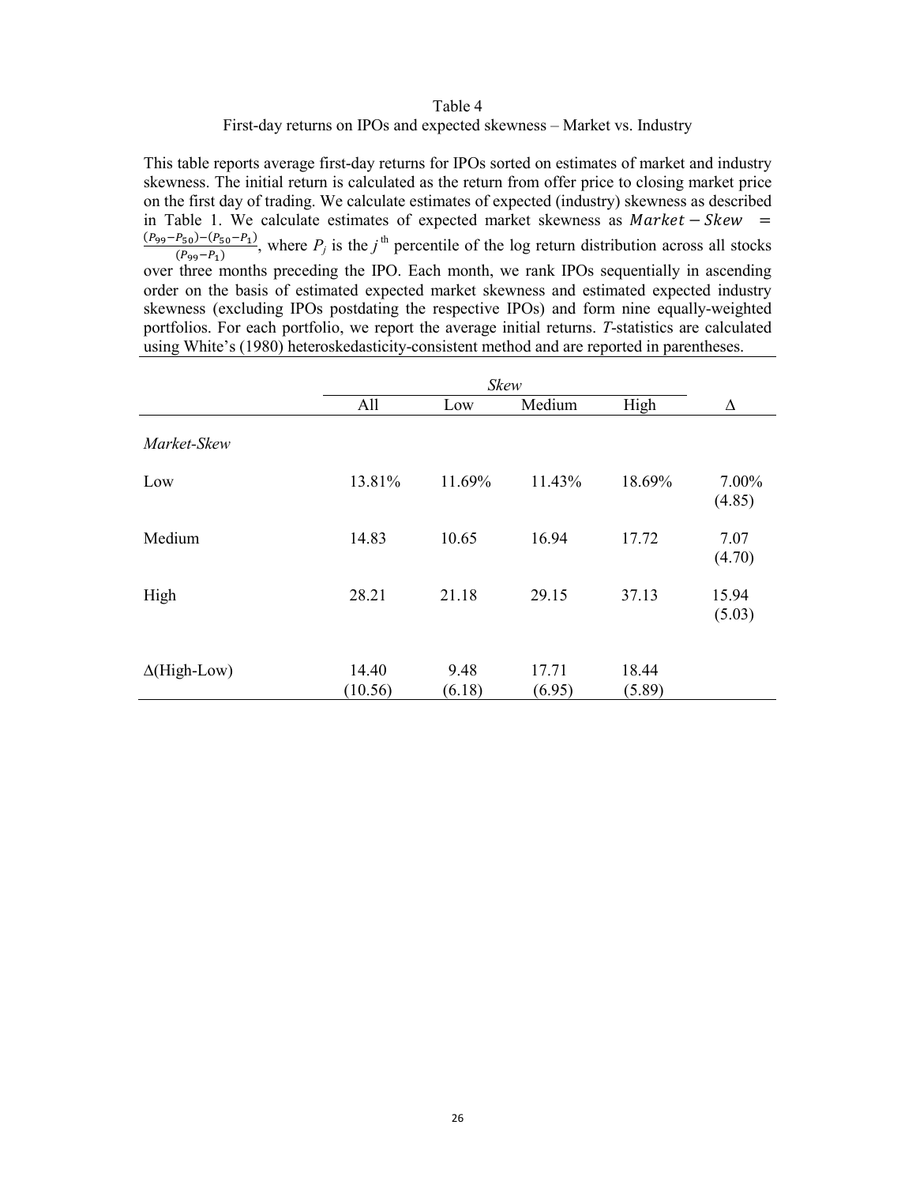Table 4

First-day returns on IPOs and expected skewness – Market vs. Industry

This table reports average first-day returns for IPOs sorted on estimates of market and industry skewness. The initial return is calculated as the return from offer price to closing market price on the first day of trading. We calculate estimates of expected (industry) skewness as described in Table 1. We calculate estimates of expected market skewness as $Market - Skew = \frac{(P_{99}-P_{50})-(P_{50}-P_{1})}{(P_{99}-P_{1})}$, where $P_j$ is the $j^{\text{th}}$ percentile of the log return distribution across all stocks over three months preceding the IPO. Each month, we rank IPOs sequentially in ascending order on the basis of estimated expected market skewness and estimated expected industry skewness (excluding IPOs postdating the respective IPOs) and form nine equally-weighted portfolios. For each portfolio, we report the average initial returns. *T*-statistics are calculated using White's (1980) heteroskedasticity-consistent method and are reported in parentheses.

| | *Skew* | | | | |
|---|---|---|---|---|---|
| | All | Low | Medium | High | Δ |
| *Market-Skew* | | | | | |
| Low | 13.81% | 11.69% | 11.43% | 18.69% | 7.00% (4.85) |
| Medium | 14.83 | 10.65 | 16.94 | 17.72 | 7.07 (4.70) |
| High | 28.21 | 21.18 | 29.15 | 37.13 | 15.94 (5.03) |
| Δ(High-Low) | 14.40 (10.56) | 9.48 (6.18) | 17.71 (6.95) | 18.44 (5.89) | |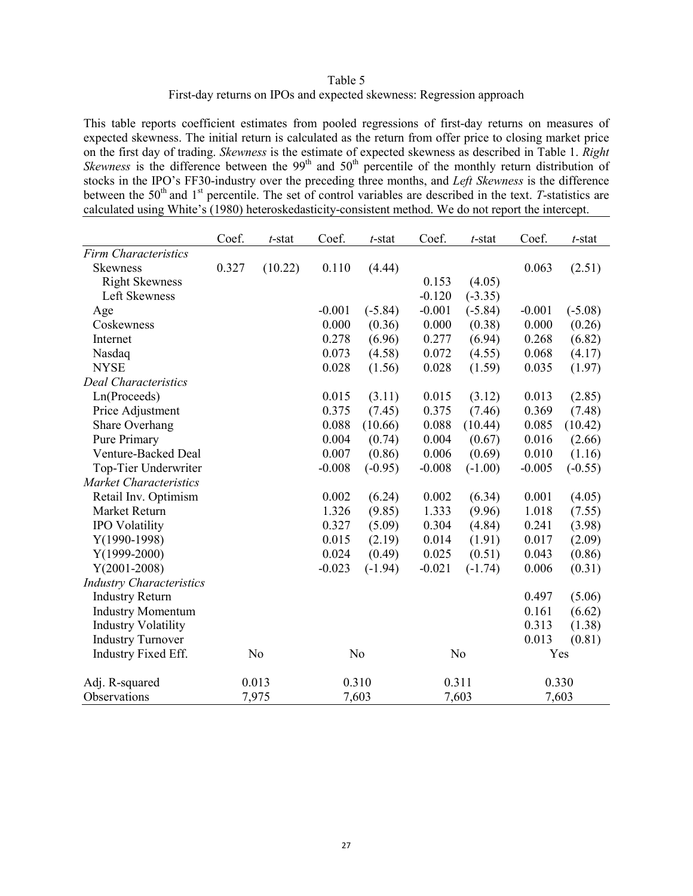Table 5

First-day returns on IPOs and expected skewness: Regression approach

This table reports coefficient estimates from pooled regressions of first-day returns on measures of expected skewness. The initial return is calculated as the return from offer price to closing market price on the first day of trading. *Skewness* is the estimate of expected skewness as described in Table 1. *Right Skewness* is the difference between the 99[th] and 50[th] percentile of the monthly return distribution of stocks in the IPO's FF30-industry over the preceding three months, and *Left Skewness* is the difference between the 50[th] and 1[st] percentile. The set of control variables are described in the text. *T*-statistics are calculated using White's (1980) heteroskedasticity-consistent method. We do not report the intercept.

| | Coef. | *t*-stat | Coef. | *t*-stat | Coef. | *t*-stat | Coef. | *t*-stat |
|---|---|---|---|---|---|---|---|---|
| *Firm Characteristics* | | | | | | | | |
| Skewness | 0.327 | (10.22) | 0.110 | (4.44) | | | 0.063 | (2.51) |
| Right Skewness | | | | | 0.153 | (4.05) | | |
| Left Skewness | | | | | -0.120 | (-3.35) | | |
| Age | | | -0.001 | (-5.84) | -0.001 | (-5.84) | -0.001 | (-5.08) |
| Coskewness | | | 0.000 | (0.36) | 0.000 | (0.38) | 0.000 | (0.26) |
| Internet | | | 0.278 | (6.96) | 0.277 | (6.94) | 0.268 | (6.82) |
| Nasdaq | | | 0.073 | (4.58) | 0.072 | (4.55) | 0.068 | (4.17) |
| NYSE | | | 0.028 | (1.56) | 0.028 | (1.59) | 0.035 | (1.97) |
| *Deal Characteristics* | | | | | | | | |
| Ln(Proceeds) | | | 0.015 | (3.11) | 0.015 | (3.12) | 0.013 | (2.85) |
| Price Adjustment | | | 0.375 | (7.45) | 0.375 | (7.46) | 0.369 | (7.48) |
| Share Overhang | | | 0.088 | (10.66) | 0.088 | (10.44) | 0.085 | (10.42) |
| Pure Primary | | | 0.004 | (0.74) | 0.004 | (0.67) | 0.016 | (2.66) |
| Venture-Backed Deal | | | 0.007 | (0.86) | 0.006 | (0.69) | 0.010 | (1.16) |
| Top-Tier Underwriter | | | -0.008 | (-0.95) | -0.008 | (-1.00) | -0.005 | (-0.55) |
| *Market Characteristics* | | | | | | | | |
| Retail Inv. Optimism | | | 0.002 | (6.24) | 0.002 | (6.34) | 0.001 | (4.05) |
| Market Return | | | 1.326 | (9.85) | 1.333 | (9.96) | 1.018 | (7.55) |
| IPO Volatility | | | 0.327 | (5.09) | 0.304 | (4.84) | 0.241 | (3.98) |
| Y(1990-1998) | | | 0.015 | (2.19) | 0.014 | (1.91) | 0.017 | (2.09) |
| Y(1999-2000) | | | 0.024 | (0.49) | 0.025 | (0.51) | 0.043 | (0.86) |
| Y(2001-2008) | | | -0.023 | (-1.94) | -0.021 | (-1.74) | 0.006 | (0.31) |
| *Industry Characteristics* | | | | | | | | |
| Industry Return | | | | | | | 0.497 | (5.06) |
| Industry Momentum | | | | | | | 0.161 | (6.62) |
| Industry Volatility | | | | | | | 0.313 | (1.38) |
| Industry Turnover | | | | | | | 0.013 | (0.81) |
| Industry Fixed Eff. | No | | No | | No | | Yes | |
| Adj. R-squared | 0.013 | | 0.310 | | 0.311 | | 0.330 | |
| Observations | 7,975 | | 7,603 | | 7,603 | | 7,603 | |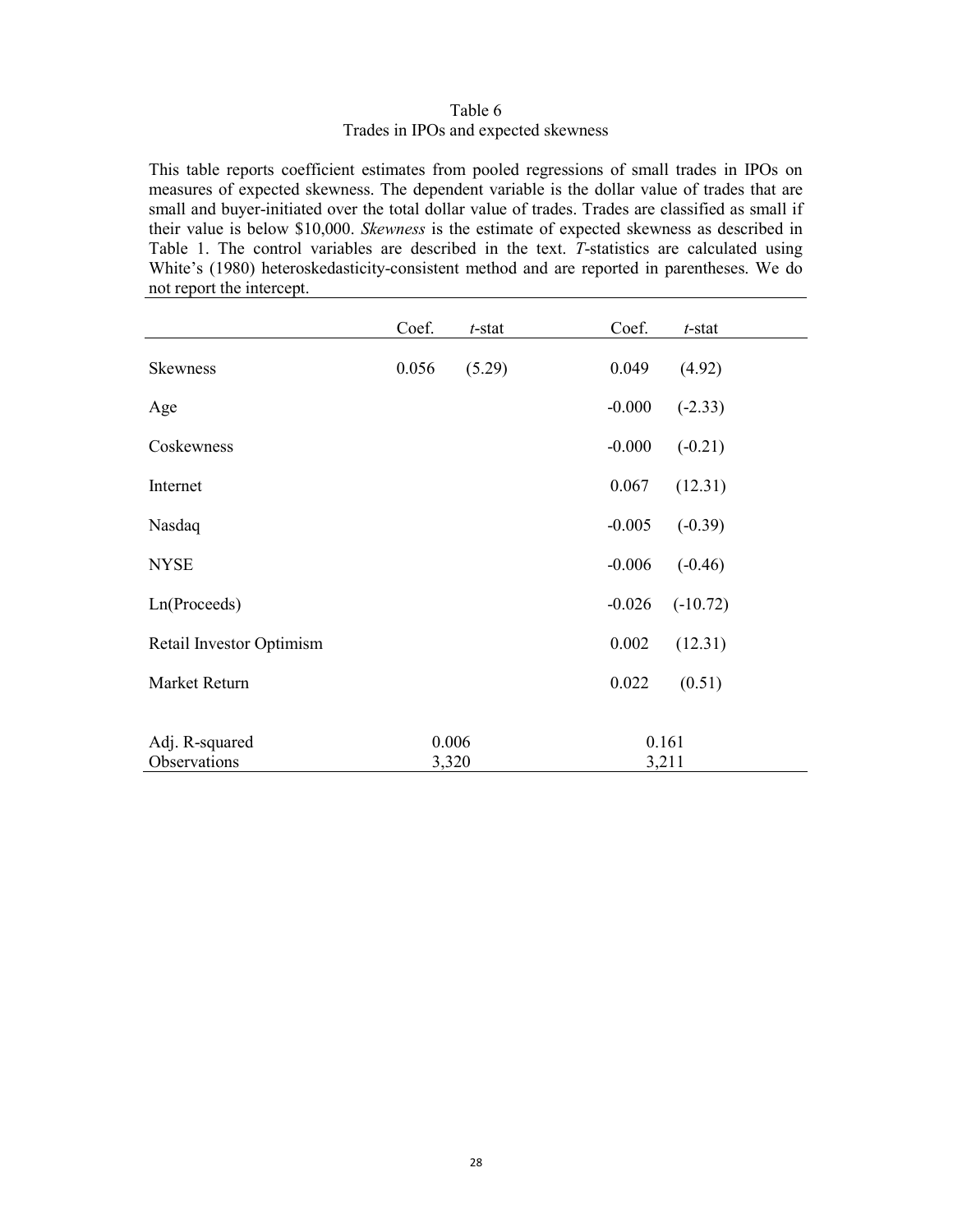Table 6
Trades in IPOs and expected skewness

This table reports coefficient estimates from pooled regressions of small trades in IPOs on measures of expected skewness. The dependent variable is the dollar value of trades that are small and buyer-initiated over the total dollar value of trades. Trades are classified as small if their value is below \$10,000. *Skewness* is the estimate of expected skewness as described in Table 1. The control variables are described in the text. *T*-statistics are calculated using White's (1980) heteroskedasticity-consistent method and are reported in parentheses. We do not report the intercept.

| | Coef. | *t*-stat | Coef. | *t*-stat |
|---|---|---|---|---|
| Skewness | 0.056 | (5.29) | 0.049 | (4.92) |
| Age | | | -0.000 | (-2.33) |
| Coskewness | | | -0.000 | (-0.21) |
| Internet | | | 0.067 | (12.31) |
| Nasdaq | | | -0.005 | (-0.39) |
| NYSE | | | -0.006 | (-0.46) |
| Ln(Proceeds) | | | -0.026 | (-10.72) |
| Retail Investor Optimism | | | 0.002 | (12.31) |
| Market Return | | | 0.022 | (0.51) |
| Adj. R-squared | 0.006 | | 0.161 | |
| Observations | 3,320 | | 3,211 | |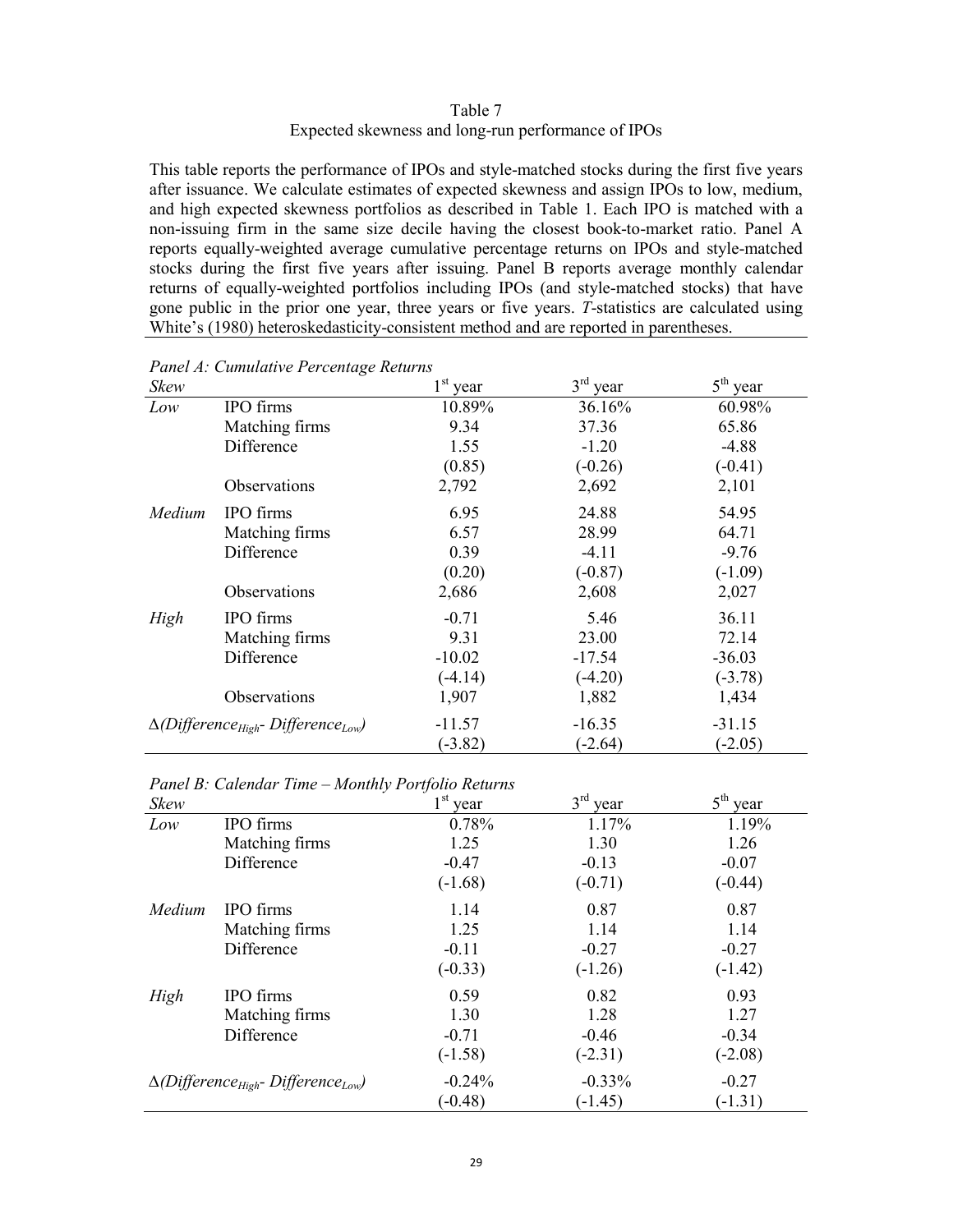Table 7

Expected skewness and long-run performance of IPOs

This table reports the performance of IPOs and style-matched stocks during the first five years after issuance. We calculate estimates of expected skewness and assign IPOs to low, medium, and high expected skewness portfolios as described in Table 1. Each IPO is matched with a non-issuing firm in the same size decile having the closest book-to-market ratio. Panel A reports equally-weighted average cumulative percentage returns on IPOs and style-matched stocks during the first five years after issuing. Panel B reports average monthly calendar returns of equally-weighted portfolios including IPOs (and style-matched stocks) that have gone public in the prior one year, three years or five years. *T*-statistics are calculated using White's (1980) heteroskedasticity-consistent method and are reported in parentheses.

*Panel A: Cumulative Percentage Returns*

| *Skew* | | 1st year | 3rd year | 5th year |
|---|---|---|---|---|
| *Low* | IPO firms | 10.89% | 36.16% | 60.98% |
| | Matching firms | 9.34 | 37.36 | 65.86 |
| | Difference | 1.55 | -1.20 | -4.88 |
| | | (0.85) | (-0.26) | (-0.41) |
| | Observations | 2,792 | 2,692 | 2,101 |
| *Medium* | IPO firms | 6.95 | 24.88 | 54.95 |
| | Matching firms | 6.57 | 28.99 | 64.71 |
| | Difference | 0.39 | -4.11 | -9.76 |
| | | (0.20) | (-0.87) | (-1.09) |
| | Observations | 2,686 | 2,608 | 2,027 |
| *High* | IPO firms | -0.71 | 5.46 | 36.11 |
| | Matching firms | 9.31 | 23.00 | 72.14 |
| | Difference | -10.02 | -17.54 | -36.03 |
| | | (-4.14) | (-4.20) | (-3.78) |
| | Observations | 1,907 | 1,882 | 1,434 |
| $\Delta(Difference_{High} - Difference_{Low})$ | | -11.57 | -16.35 | -31.15 |
| | | (-3.82) | (-2.64) | (-2.05) |

*Panel B: Calendar Time – Monthly Portfolio Returns*

| *Skew* | | 1st year | 3rd year | 5th year |
|---|---|---|---|---|
| *Low* | IPO firms | 0.78% | 1.17% | 1.19% |
| | Matching firms | 1.25 | 1.30 | 1.26 |
| | Difference | -0.47 | -0.13 | -0.07 |
| | | (-1.68) | (-0.71) | (-0.44) |
| *Medium* | IPO firms | 1.14 | 0.87 | 0.87 |
| | Matching firms | 1.25 | 1.14 | 1.14 |
| | Difference | -0.11 | -0.27 | -0.27 |
| | | (-0.33) | (-1.26) | (-1.42) |
| *High* | IPO firms | 0.59 | 0.82 | 0.93 |
| | Matching firms | 1.30 | 1.28 | 1.27 |
| | Difference | -0.71 | -0.46 | -0.34 |
| | | (-1.58) | (-2.31) | (-2.08) |
| $\Delta(Difference_{High} - Difference_{Low})$ | | -0.24% | -0.33% | -0.27 |
| | | (-0.48) | (-1.45) | (-1.31) |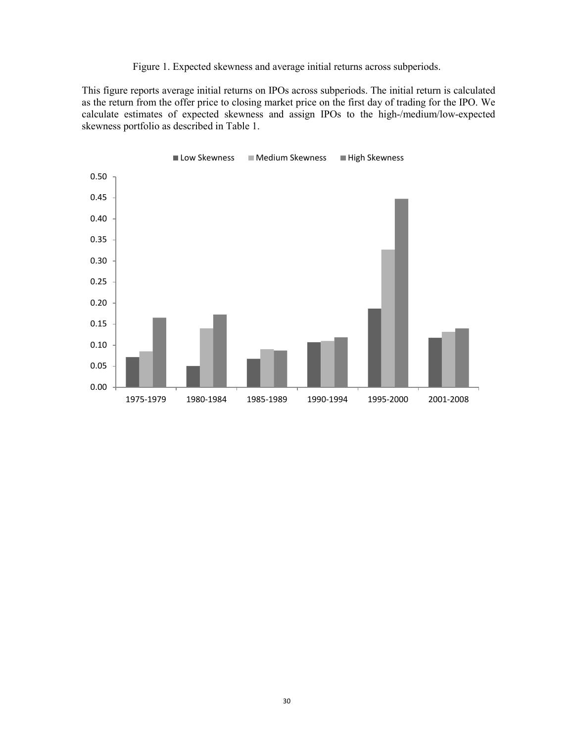Figure 1. Expected skewness and average initial returns across subperiods.

This figure reports average initial returns on IPOs across subperiods. The initial return is calculated as the return from the offer price to closing market price on the first day of trading for the IPO. We calculate estimates of expected skewness and assign IPOs to the high-/medium/low-expected skewness portfolio as described in Table 1.

Low Skewness
Medium Skewness
High Skewness

0.50
0.45
0.40
0.35
0.30
0.25
0.20
0.15
0.10
0.05
0.00

1975-1979
1980-1984
1985-1989
1990-1994
1995-2000
2001-2008